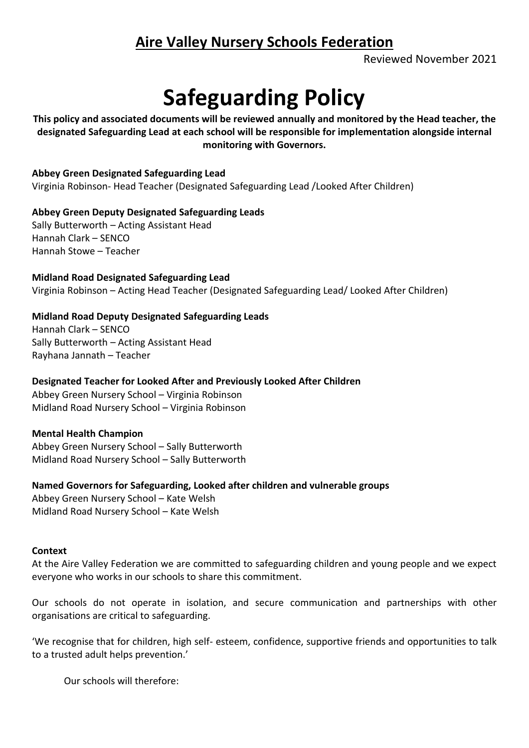## Aire Valley Nursery Schools Federation

Reviewed November 2021

# Safeguarding Policy

**This policy and associated documents will be reviewed annually and monitored by the Head teacher, the designated Safeguarding Lead at each school will be responsible for implementation alongside internal monitoring with Governors.**

**Abbey Green Designated Safeguarding Lead**
Virginia Robinson- Head Teacher (Designated Safeguarding Lead /Looked After Children)

**Abbey Green Deputy Designated Safeguarding Leads**
Sally Butterworth – Acting Assistant Head
Hannah Clark – SENCO
Hannah Stowe – Teacher

**Midland Road Designated Safeguarding Lead**
Virginia Robinson – Acting Head Teacher (Designated Safeguarding Lead/ Looked After Children)

**Midland Road Deputy Designated Safeguarding Leads**
Hannah Clark – SENCO
Sally Butterworth – Acting Assistant Head
Rayhana Jannath – Teacher

**Designated Teacher for Looked After and Previously Looked After Children**
Abbey Green Nursery School – Virginia Robinson
Midland Road Nursery School – Virginia Robinson

**Mental Health Champion**
Abbey Green Nursery School – Sally Butterworth
Midland Road Nursery School – Sally Butterworth

**Named Governors for Safeguarding, Looked after children and vulnerable groups**
Abbey Green Nursery School – Kate Welsh
Midland Road Nursery School – Kate Welsh

**Context**

At the Aire Valley Federation we are committed to safeguarding children and young people and we expect everyone who works in our schools to share this commitment.

Our schools do not operate in isolation, and secure communication and partnerships with other organisations are critical to safeguarding.

'We recognise that for children, high self- esteem, confidence, supportive friends and opportunities to talk to a trusted adult helps prevention.'

Our schools will therefore: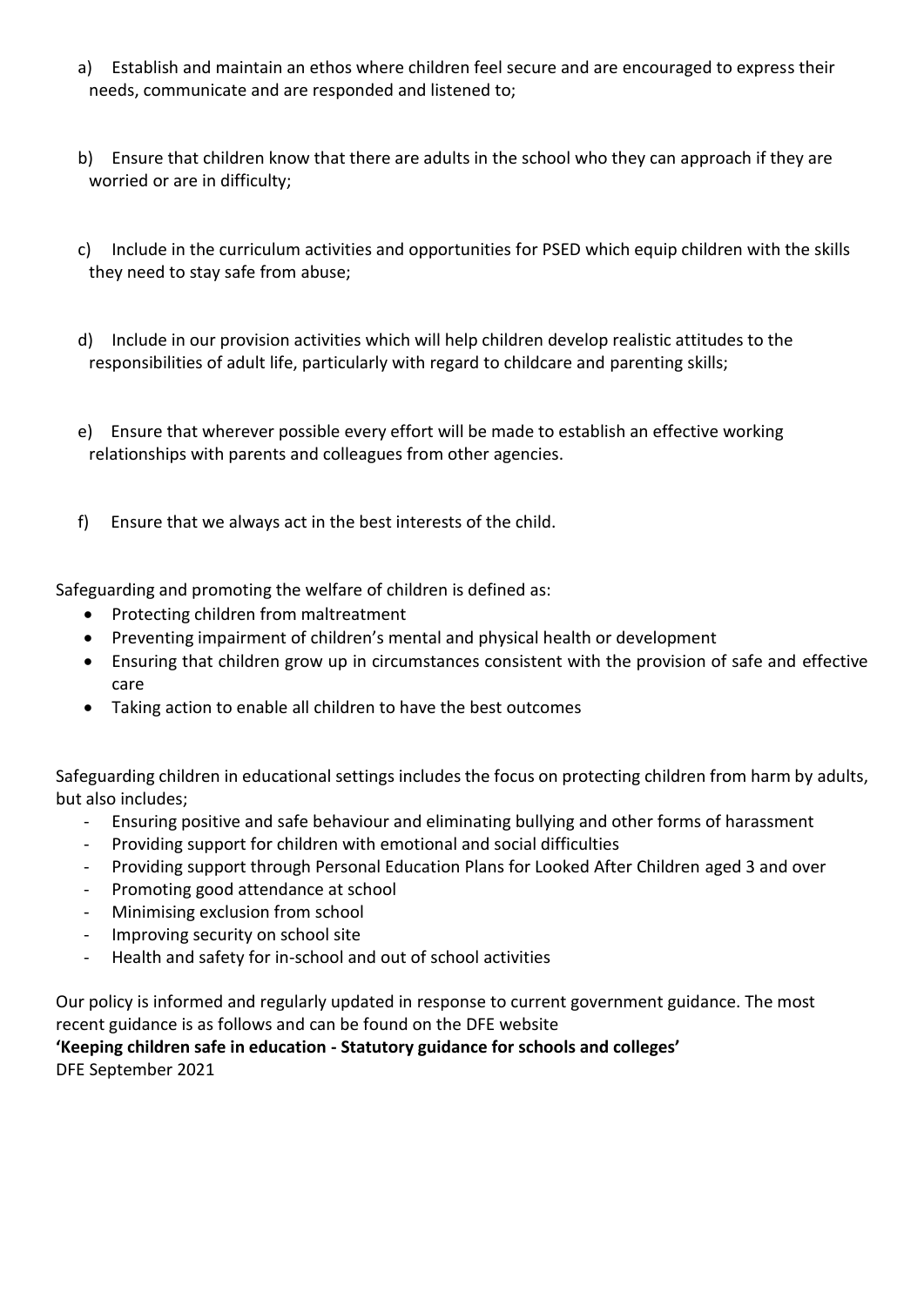a) Establish and maintain an ethos where children feel secure and are encouraged to express their needs, communicate and are responded and listened to;

b) Ensure that children know that there are adults in the school who they can approach if they are worried or are in difficulty;

c) Include in the curriculum activities and opportunities for PSED which equip children with the skills they need to stay safe from abuse;

d) Include in our provision activities which will help children develop realistic attitudes to the responsibilities of adult life, particularly with regard to childcare and parenting skills;

e) Ensure that wherever possible every effort will be made to establish an effective working relationships with parents and colleagues from other agencies.

f) Ensure that we always act in the best interests of the child.

Safeguarding and promoting the welfare of children is defined as:

- Protecting children from maltreatment
- Preventing impairment of children's mental and physical health or development
- Ensuring that children grow up in circumstances consistent with the provision of safe and effective care
- Taking action to enable all children to have the best outcomes

Safeguarding children in educational settings includes the focus on protecting children from harm by adults, but also includes;

- Ensuring positive and safe behaviour and eliminating bullying and other forms of harassment
- Providing support for children with emotional and social difficulties
- Providing support through Personal Education Plans for Looked After Children aged 3 and over
- Promoting good attendance at school
- Minimising exclusion from school
- Improving security on school site
- Health and safety for in-school and out of school activities

Our policy is informed and regularly updated in response to current government guidance. The most recent guidance is as follows and can be found on the DFE website

**'Keeping children safe in education - Statutory guidance for schools and colleges'**

DFE September 2021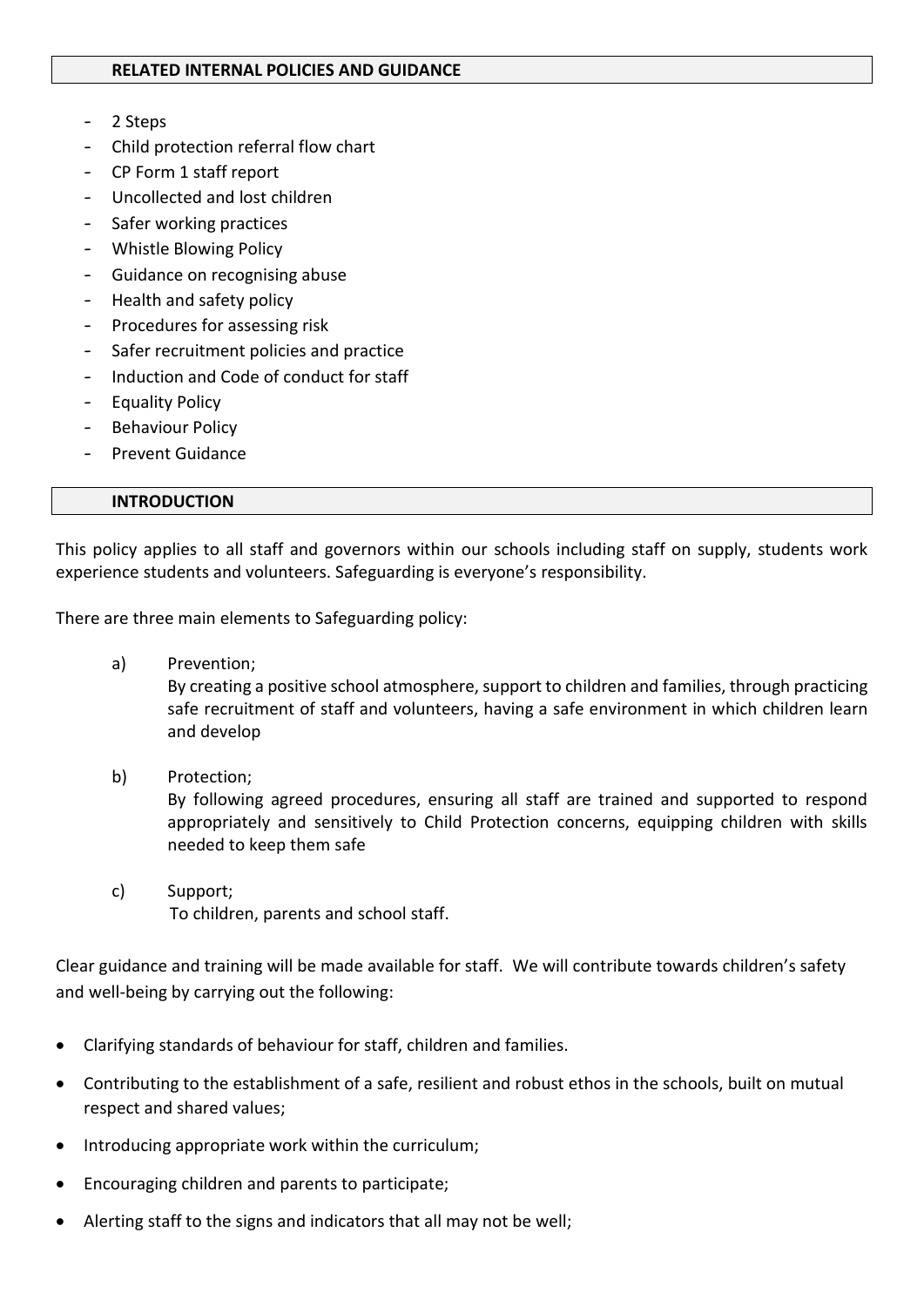## RELATED INTERNAL POLICIES AND GUIDANCE

- 2 Steps
- Child protection referral flow chart
- CP Form 1 staff report
- Uncollected and lost children
- Safer working practices
- Whistle Blowing Policy
- Guidance on recognising abuse
- Health and safety policy
- Procedures for assessing risk
- Safer recruitment policies and practice
- Induction and Code of conduct for staff
- Equality Policy
- Behaviour Policy
- Prevent Guidance

## INTRODUCTION

This policy applies to all staff and governors within our schools including staff on supply, students work experience students and volunteers. Safeguarding is everyone's responsibility.

There are three main elements to Safeguarding policy:

a) Prevention;
By creating a positive school atmosphere, support to children and families, through practicing safe recruitment of staff and volunteers, having a safe environment in which children learn and develop

b) Protection;
By following agreed procedures, ensuring all staff are trained and supported to respond appropriately and sensitively to Child Protection concerns, equipping children with skills needed to keep them safe

c) Support;
To children, parents and school staff.

Clear guidance and training will be made available for staff. We will contribute towards children's safety and well-being by carrying out the following:

- Clarifying standards of behaviour for staff, children and families.
- Contributing to the establishment of a safe, resilient and robust ethos in the schools, built on mutual respect and shared values;
- Introducing appropriate work within the curriculum;
- Encouraging children and parents to participate;
- Alerting staff to the signs and indicators that all may not be well;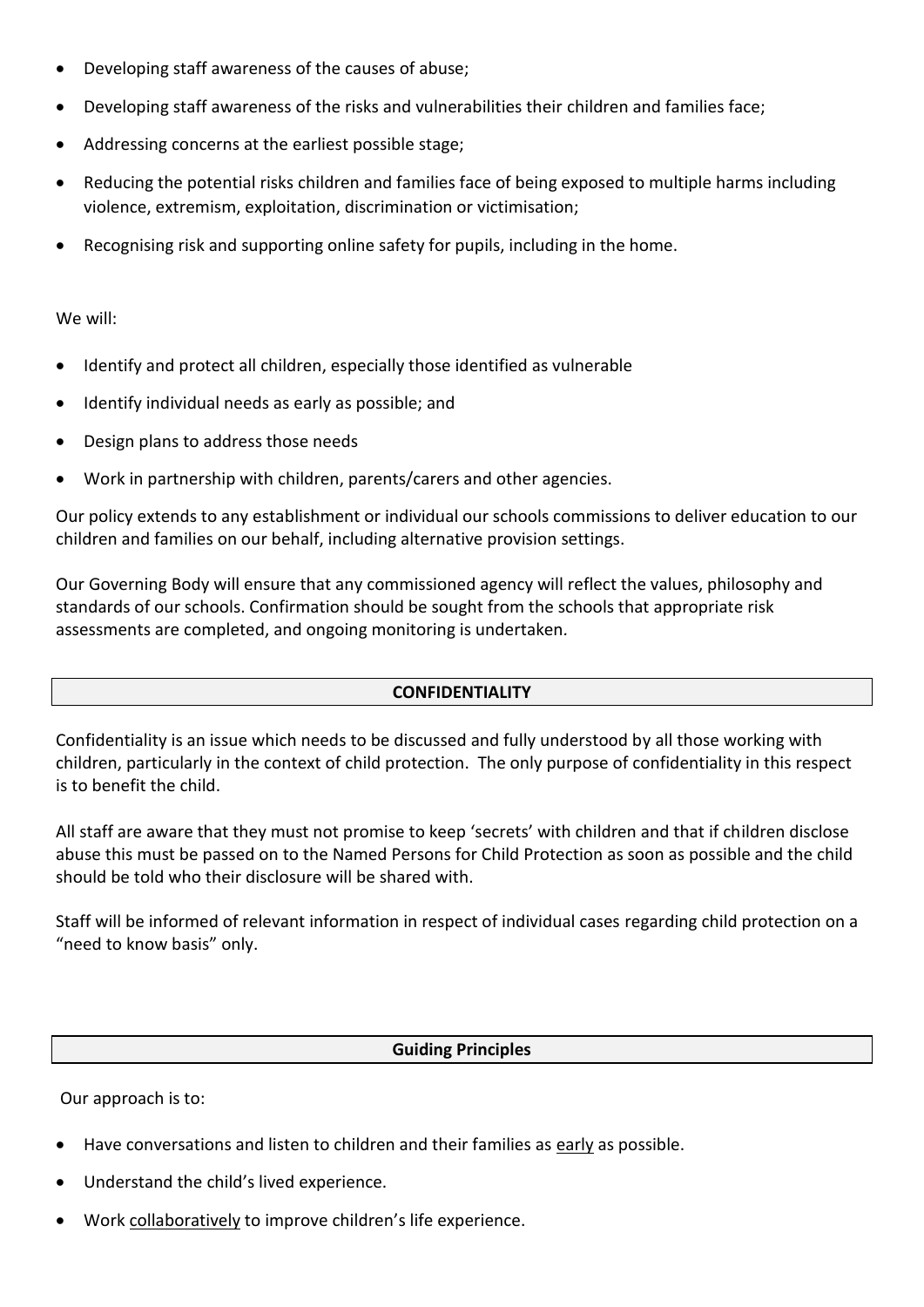- Developing staff awareness of the causes of abuse;
- Developing staff awareness of the risks and vulnerabilities their children and families face;
- Addressing concerns at the earliest possible stage;
- Reducing the potential risks children and families face of being exposed to multiple harms including violence, extremism, exploitation, discrimination or victimisation;
- Recognising risk and supporting online safety for pupils, including in the home.

We will:

- Identify and protect all children, especially those identified as vulnerable
- Identify individual needs as early as possible; and
- Design plans to address those needs
- Work in partnership with children, parents/carers and other agencies.

Our policy extends to any establishment or individual our schools commissions to deliver education to our children and families on our behalf, including alternative provision settings.

Our Governing Body will ensure that any commissioned agency will reflect the values, philosophy and standards of our schools. Confirmation should be sought from the schools that appropriate risk assessments are completed, and ongoing monitoring is undertaken.

## CONFIDENTIALITY

Confidentiality is an issue which needs to be discussed and fully understood by all those working with children, particularly in the context of child protection. The only purpose of confidentiality in this respect is to benefit the child.

All staff are aware that they must not promise to keep 'secrets' with children and that if children disclose abuse this must be passed on to the Named Persons for Child Protection as soon as possible and the child should be told who their disclosure will be shared with.

Staff will be informed of relevant information in respect of individual cases regarding child protection on a "need to know basis" only.

## Guiding Principles

Our approach is to:

- Have conversations and listen to children and their families as early as possible.
- Understand the child's lived experience.
- Work collaboratively to improve children's life experience.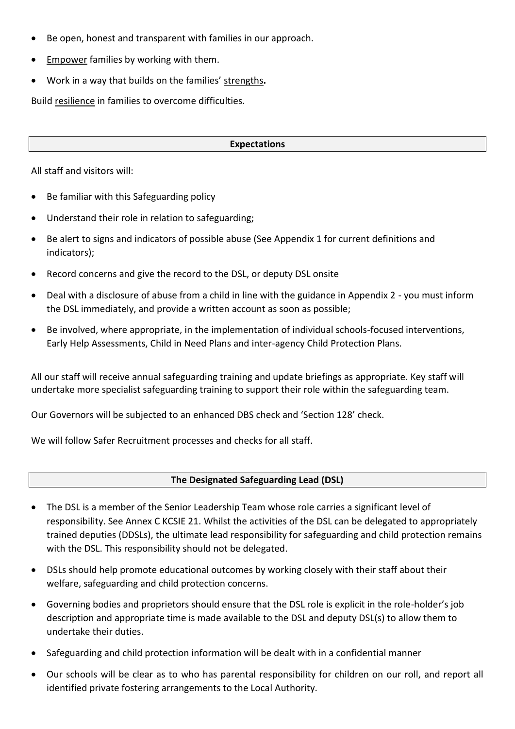- Be <u>open</u>, honest and transparent with families in our approach.
- <u>Empower</u> families by working with them.
- Work in a way that builds on the families' <u>strengths</u>**.**

Build <u>resilience</u> in families to overcome difficulties.

## Expectations

All staff and visitors will:

- Be familiar with this Safeguarding policy
- Understand their role in relation to safeguarding;
- Be alert to signs and indicators of possible abuse (See Appendix 1 for current definitions and indicators);
- Record concerns and give the record to the DSL, or deputy DSL onsite
- Deal with a disclosure of abuse from a child in line with the guidance in Appendix 2 - you must inform the DSL immediately, and provide a written account as soon as possible;
- Be involved, where appropriate, in the implementation of individual schools-focused interventions, Early Help Assessments, Child in Need Plans and inter-agency Child Protection Plans.

All our staff will receive annual safeguarding training and update briefings as appropriate. Key staff will undertake more specialist safeguarding training to support their role within the safeguarding team.

Our Governors will be subjected to an enhanced DBS check and 'Section 128' check.

We will follow Safer Recruitment processes and checks for all staff.

## The Designated Safeguarding Lead (DSL)

- The DSL is a member of the Senior Leadership Team whose role carries a significant level of responsibility. See Annex C KCSIE 21. Whilst the activities of the DSL can be delegated to appropriately trained deputies (DDSLs), the ultimate lead responsibility for safeguarding and child protection remains with the DSL. This responsibility should not be delegated.
- DSLs should help promote educational outcomes by working closely with their staff about their welfare, safeguarding and child protection concerns.
- Governing bodies and proprietors should ensure that the DSL role is explicit in the role-holder's job description and appropriate time is made available to the DSL and deputy DSL(s) to allow them to undertake their duties.
- Safeguarding and child protection information will be dealt with in a confidential manner
- Our schools will be clear as to who has parental responsibility for children on our roll, and report all identified private fostering arrangements to the Local Authority.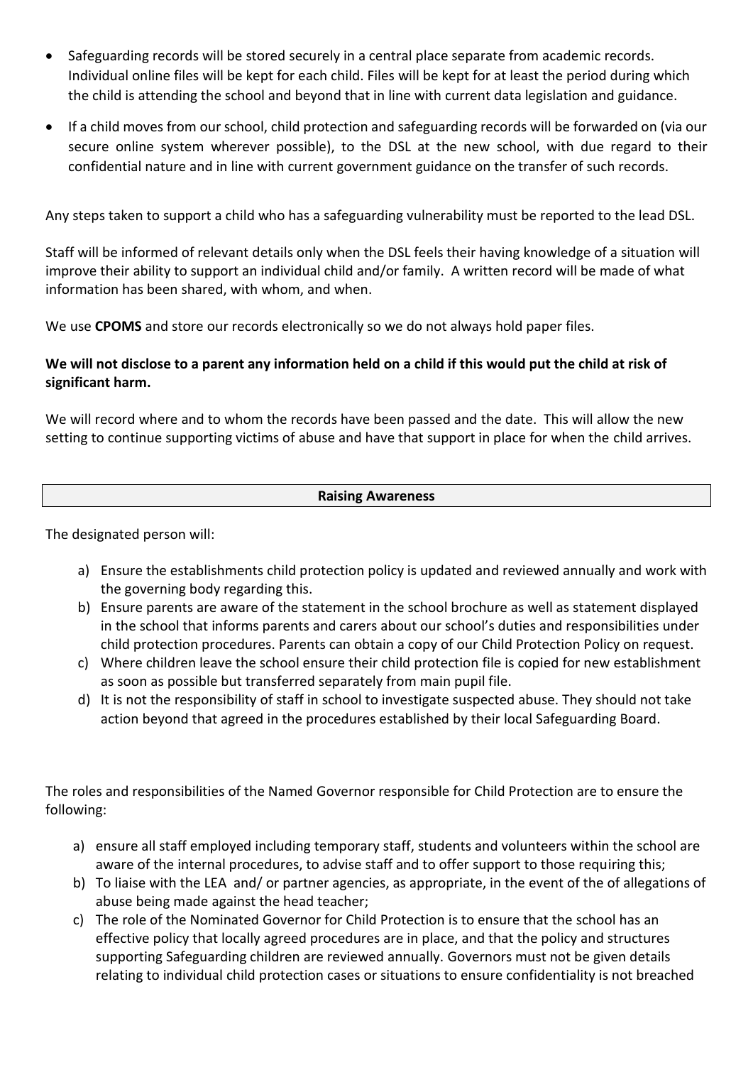- Safeguarding records will be stored securely in a central place separate from academic records. Individual online files will be kept for each child. Files will be kept for at least the period during which the child is attending the school and beyond that in line with current data legislation and guidance.
- If a child moves from our school, child protection and safeguarding records will be forwarded on (via our secure online system wherever possible), to the DSL at the new school, with due regard to their confidential nature and in line with current government guidance on the transfer of such records.

Any steps taken to support a child who has a safeguarding vulnerability must be reported to the lead DSL.

Staff will be informed of relevant details only when the DSL feels their having knowledge of a situation will improve their ability to support an individual child and/or family. A written record will be made of what information has been shared, with whom, and when.

We use **CPOMS** and store our records electronically so we do not always hold paper files.

**We will not disclose to a parent any information held on a child if this would put the child at risk of significant harm.**

We will record where and to whom the records have been passed and the date. This will allow the new setting to continue supporting victims of abuse and have that support in place for when the child arrives.

## Raising Awareness

The designated person will:

a) Ensure the establishments child protection policy is updated and reviewed annually and work with the governing body regarding this.
b) Ensure parents are aware of the statement in the school brochure as well as statement displayed in the school that informs parents and carers about our school's duties and responsibilities under child protection procedures. Parents can obtain a copy of our Child Protection Policy on request.
c) Where children leave the school ensure their child protection file is copied for new establishment as soon as possible but transferred separately from main pupil file.
d) It is not the responsibility of staff in school to investigate suspected abuse. They should not take action beyond that agreed in the procedures established by their local Safeguarding Board.

The roles and responsibilities of the Named Governor responsible for Child Protection are to ensure the following:

a) ensure all staff employed including temporary staff, students and volunteers within the school are aware of the internal procedures, to advise staff and to offer support to those requiring this;
b) To liaise with the LEA and/ or partner agencies, as appropriate, in the event of the of allegations of abuse being made against the head teacher;
c) The role of the Nominated Governor for Child Protection is to ensure that the school has an effective policy that locally agreed procedures are in place, and that the policy and structures supporting Safeguarding children are reviewed annually. Governors must not be given details relating to individual child protection cases or situations to ensure confidentiality is not breached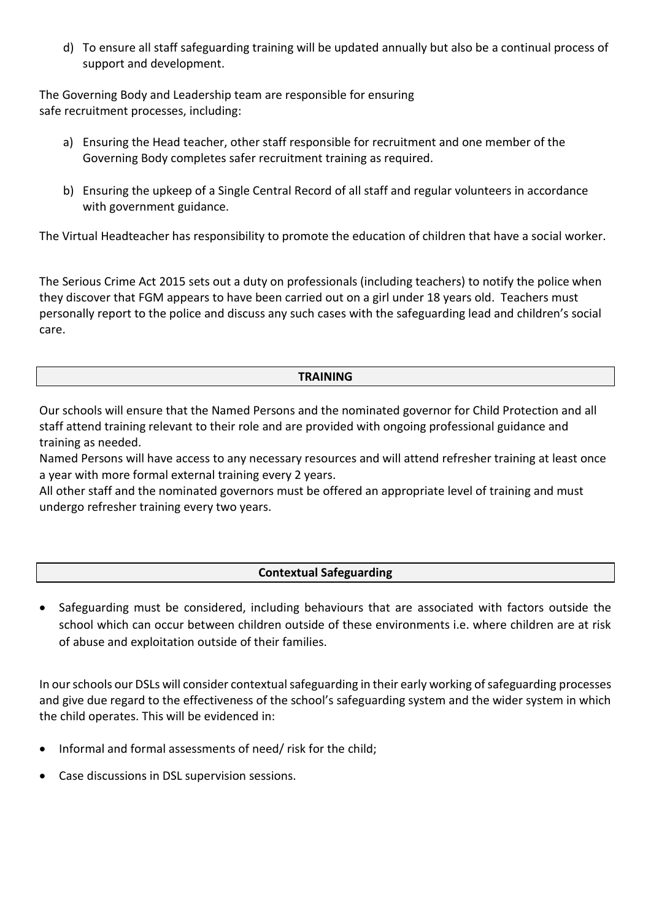d) To ensure all staff safeguarding training will be updated annually but also be a continual process of support and development.

The Governing Body and Leadership team are responsible for ensuring safe recruitment processes, including:

a) Ensuring the Head teacher, other staff responsible for recruitment and one member of the Governing Body completes safer recruitment training as required.

b) Ensuring the upkeep of a Single Central Record of all staff and regular volunteers in accordance with government guidance.

The Virtual Headteacher has responsibility to promote the education of children that have a social worker.

The Serious Crime Act 2015 sets out a duty on professionals (including teachers) to notify the police when they discover that FGM appears to have been carried out on a girl under 18 years old. Teachers must personally report to the police and discuss any such cases with the safeguarding lead and children's social care.

## TRAINING

Our schools will ensure that the Named Persons and the nominated governor for Child Protection and all staff attend training relevant to their role and are provided with ongoing professional guidance and training as needed.

Named Persons will have access to any necessary resources and will attend refresher training at least once a year with more formal external training every 2 years.

All other staff and the nominated governors must be offered an appropriate level of training and must undergo refresher training every two years.

## Contextual Safeguarding

- Safeguarding must be considered, including behaviours that are associated with factors outside the school which can occur between children outside of these environments i.e. where children are at risk of abuse and exploitation outside of their families.

In our schools our DSLs will consider contextual safeguarding in their early working of safeguarding processes and give due regard to the effectiveness of the school's safeguarding system and the wider system in which the child operates. This will be evidenced in:

- Informal and formal assessments of need/ risk for the child;
- Case discussions in DSL supervision sessions.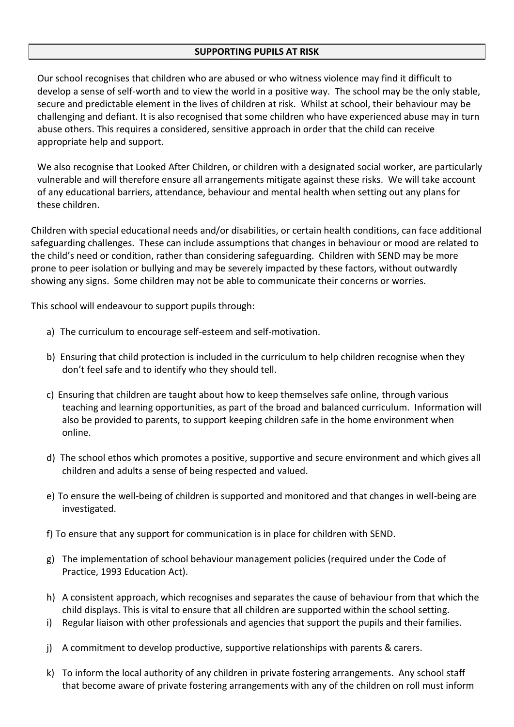## SUPPORTING PUPILS AT RISK

Our school recognises that children who are abused or who witness violence may find it difficult to develop a sense of self-worth and to view the world in a positive way. The school may be the only stable, secure and predictable element in the lives of children at risk. Whilst at school, their behaviour may be challenging and defiant. It is also recognised that some children who have experienced abuse may in turn abuse others. This requires a considered, sensitive approach in order that the child can receive appropriate help and support.

We also recognise that Looked After Children, or children with a designated social worker, are particularly vulnerable and will therefore ensure all arrangements mitigate against these risks. We will take account of any educational barriers, attendance, behaviour and mental health when setting out any plans for these children.

Children with special educational needs and/or disabilities, or certain health conditions, can face additional safeguarding challenges. These can include assumptions that changes in behaviour or mood are related to the child's need or condition, rather than considering safeguarding. Children with SEND may be more prone to peer isolation or bullying and may be severely impacted by these factors, without outwardly showing any signs. Some children may not be able to communicate their concerns or worries.

This school will endeavour to support pupils through:

a) The curriculum to encourage self-esteem and self-motivation.

b) Ensuring that child protection is included in the curriculum to help children recognise when they don't feel safe and to identify who they should tell.

c) Ensuring that children are taught about how to keep themselves safe online, through various teaching and learning opportunities, as part of the broad and balanced curriculum. Information will also be provided to parents, to support keeping children safe in the home environment when online.

d) The school ethos which promotes a positive, supportive and secure environment and which gives all children and adults a sense of being respected and valued.

e) To ensure the well-being of children is supported and monitored and that changes in well-being are investigated.

f) To ensure that any support for communication is in place for children with SEND.

g) The implementation of school behaviour management policies (required under the Code of Practice, 1993 Education Act).

h) A consistent approach, which recognises and separates the cause of behaviour from that which the child displays. This is vital to ensure that all children are supported within the school setting.

i) Regular liaison with other professionals and agencies that support the pupils and their families.

j) A commitment to develop productive, supportive relationships with parents & carers.

k) To inform the local authority of any children in private fostering arrangements. Any school staff that become aware of private fostering arrangements with any of the children on roll must inform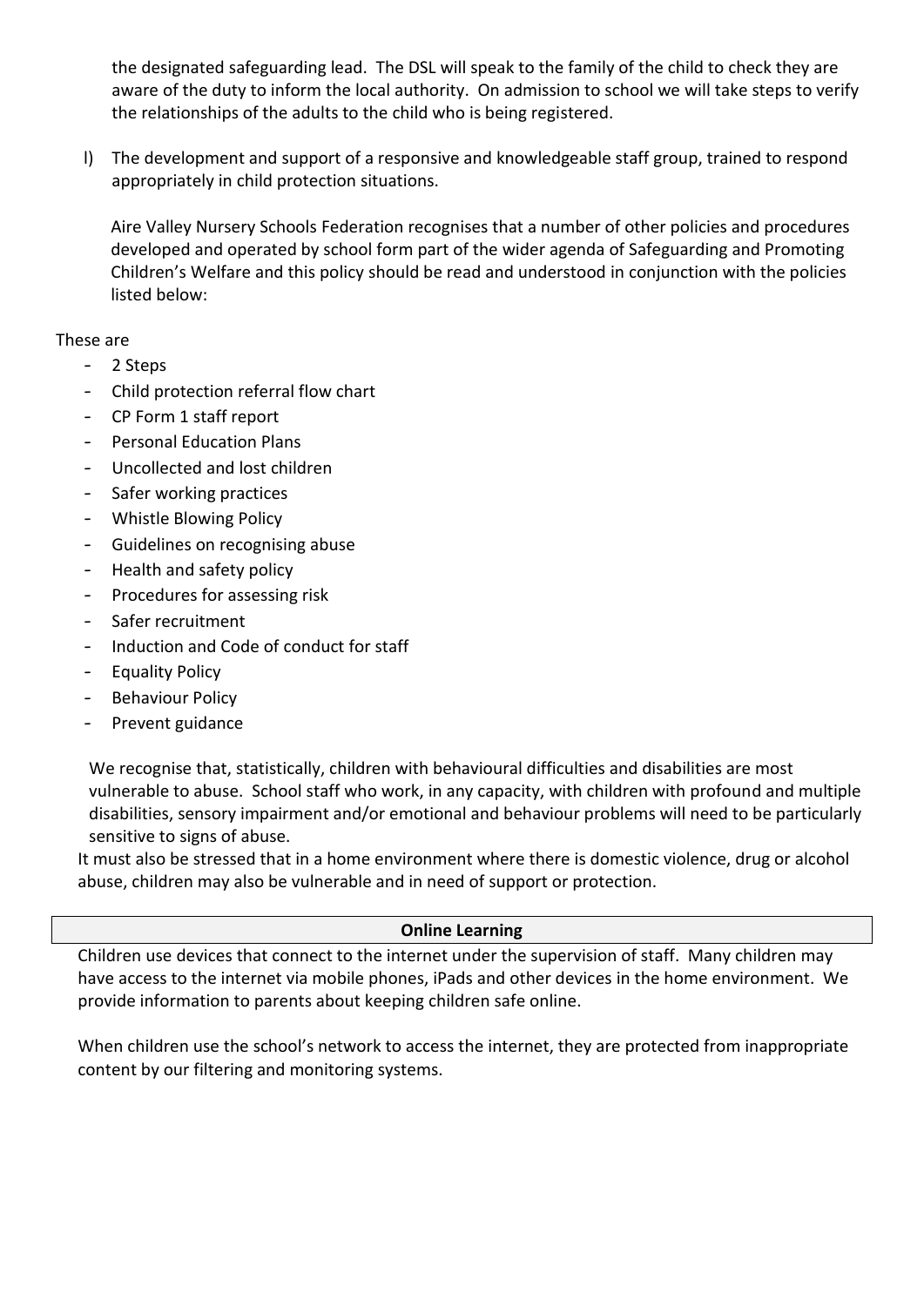the designated safeguarding lead. The DSL will speak to the family of the child to check they are aware of the duty to inform the local authority. On admission to school we will take steps to verify the relationships of the adults to the child who is being registered.

l) The development and support of a responsive and knowledgeable staff group, trained to respond appropriately in child protection situations.

Aire Valley Nursery Schools Federation recognises that a number of other policies and procedures developed and operated by school form part of the wider agenda of Safeguarding and Promoting Children's Welfare and this policy should be read and understood in conjunction with the policies listed below:

These are

- 2 Steps
- Child protection referral flow chart
- CP Form 1 staff report
- Personal Education Plans
- Uncollected and lost children
- Safer working practices
- Whistle Blowing Policy
- Guidelines on recognising abuse
- Health and safety policy
- Procedures for assessing risk
- Safer recruitment
- Induction and Code of conduct for staff
- Equality Policy
- Behaviour Policy
- Prevent guidance

We recognise that, statistically, children with behavioural difficulties and disabilities are most vulnerable to abuse. School staff who work, in any capacity, with children with profound and multiple disabilities, sensory impairment and/or emotional and behaviour problems will need to be particularly sensitive to signs of abuse.

It must also be stressed that in a home environment where there is domestic violence, drug or alcohol abuse, children may also be vulnerable and in need of support or protection.

**Online Learning**

Children use devices that connect to the internet under the supervision of staff. Many children may have access to the internet via mobile phones, iPads and other devices in the home environment. We provide information to parents about keeping children safe online.

When children use the school's network to access the internet, they are protected from inappropriate content by our filtering and monitoring systems.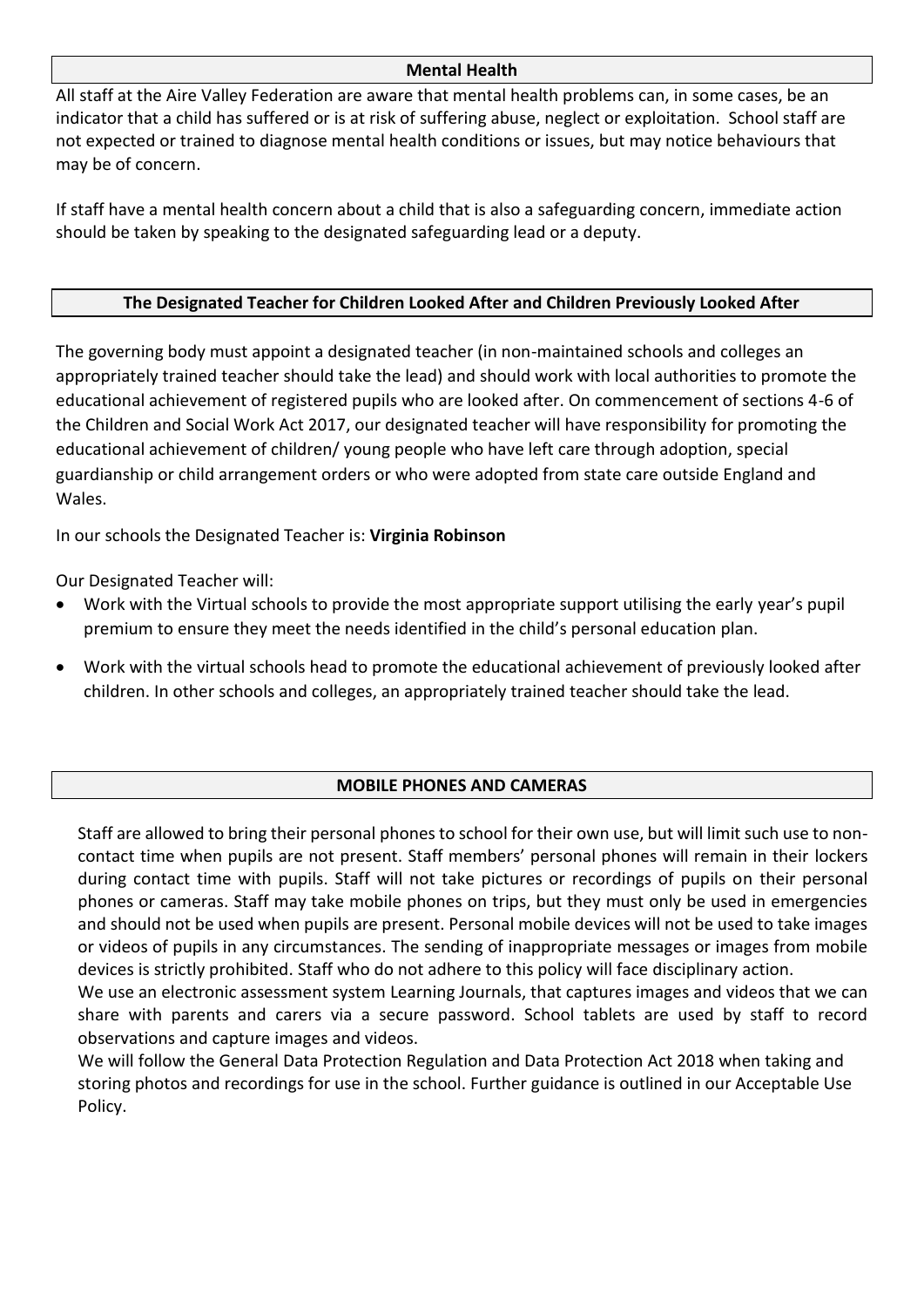## Mental Health

All staff at the Aire Valley Federation are aware that mental health problems can, in some cases, be an indicator that a child has suffered or is at risk of suffering abuse, neglect or exploitation. School staff are not expected or trained to diagnose mental health conditions or issues, but may notice behaviours that may be of concern.

If staff have a mental health concern about a child that is also a safeguarding concern, immediate action should be taken by speaking to the designated safeguarding lead or a deputy.

## The Designated Teacher for Children Looked After and Children Previously Looked After

The governing body must appoint a designated teacher (in non-maintained schools and colleges an appropriately trained teacher should take the lead) and should work with local authorities to promote the educational achievement of registered pupils who are looked after. On commencement of sections 4-6 of the Children and Social Work Act 2017, our designated teacher will have responsibility for promoting the educational achievement of children/ young people who have left care through adoption, special guardianship or child arrangement orders or who were adopted from state care outside England and Wales.

In our schools the Designated Teacher is: **Virginia Robinson**

Our Designated Teacher will:

- Work with the Virtual schools to provide the most appropriate support utilising the early year's pupil premium to ensure they meet the needs identified in the child's personal education plan.
- Work with the virtual schools head to promote the educational achievement of previously looked after children. In other schools and colleges, an appropriately trained teacher should take the lead.

## MOBILE PHONES AND CAMERAS

Staff are allowed to bring their personal phones to school for their own use, but will limit such use to non-contact time when pupils are not present. Staff members' personal phones will remain in their lockers during contact time with pupils. Staff will not take pictures or recordings of pupils on their personal phones or cameras. Staff may take mobile phones on trips, but they must only be used in emergencies and should not be used when pupils are present. Personal mobile devices will not be used to take images or videos of pupils in any circumstances. The sending of inappropriate messages or images from mobile devices is strictly prohibited. Staff who do not adhere to this policy will face disciplinary action.

We use an electronic assessment system Learning Journals, that captures images and videos that we can share with parents and carers via a secure password. School tablets are used by staff to record observations and capture images and videos.

We will follow the General Data Protection Regulation and Data Protection Act 2018 when taking and storing photos and recordings for use in the school. Further guidance is outlined in our Acceptable Use Policy.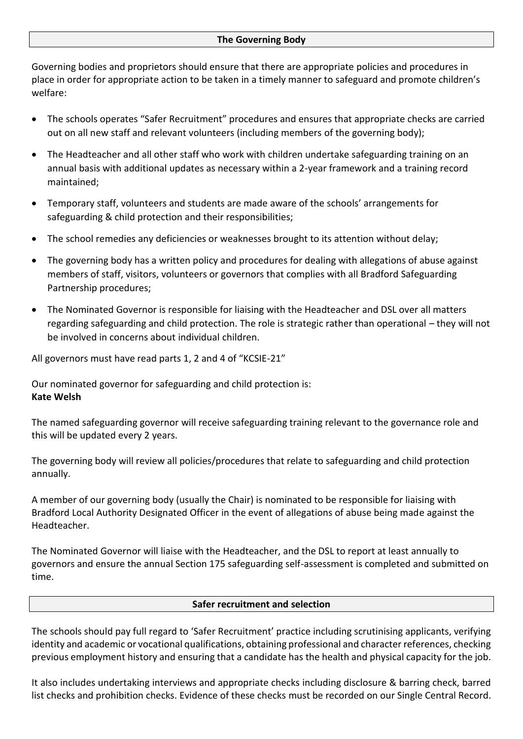## The Governing Body

Governing bodies and proprietors should ensure that there are appropriate policies and procedures in place in order for appropriate action to be taken in a timely manner to safeguard and promote children's welfare:

- The schools operates "Safer Recruitment" procedures and ensures that appropriate checks are carried out on all new staff and relevant volunteers (including members of the governing body);
- The Headteacher and all other staff who work with children undertake safeguarding training on an annual basis with additional updates as necessary within a 2-year framework and a training record maintained;
- Temporary staff, volunteers and students are made aware of the schools' arrangements for safeguarding & child protection and their responsibilities;
- The school remedies any deficiencies or weaknesses brought to its attention without delay;
- The governing body has a written policy and procedures for dealing with allegations of abuse against members of staff, visitors, volunteers or governors that complies with all Bradford Safeguarding Partnership procedures;
- The Nominated Governor is responsible for liaising with the Headteacher and DSL over all matters regarding safeguarding and child protection. The role is strategic rather than operational – they will not be involved in concerns about individual children.

All governors must have read parts 1, 2 and 4 of "KCSIE-21"

Our nominated governor for safeguarding and child protection is:
**Kate Welsh**

The named safeguarding governor will receive safeguarding training relevant to the governance role and this will be updated every 2 years.

The governing body will review all policies/procedures that relate to safeguarding and child protection annually.

A member of our governing body (usually the Chair) is nominated to be responsible for liaising with Bradford Local Authority Designated Officer in the event of allegations of abuse being made against the Headteacher.

The Nominated Governor will liaise with the Headteacher, and the DSL to report at least annually to governors and ensure the annual Section 175 safeguarding self-assessment is completed and submitted on time.

## Safer recruitment and selection

The schools should pay full regard to 'Safer Recruitment' practice including scrutinising applicants, verifying identity and academic or vocational qualifications, obtaining professional and character references, checking previous employment history and ensuring that a candidate has the health and physical capacity for the job.

It also includes undertaking interviews and appropriate checks including disclosure & barring check, barred list checks and prohibition checks. Evidence of these checks must be recorded on our Single Central Record.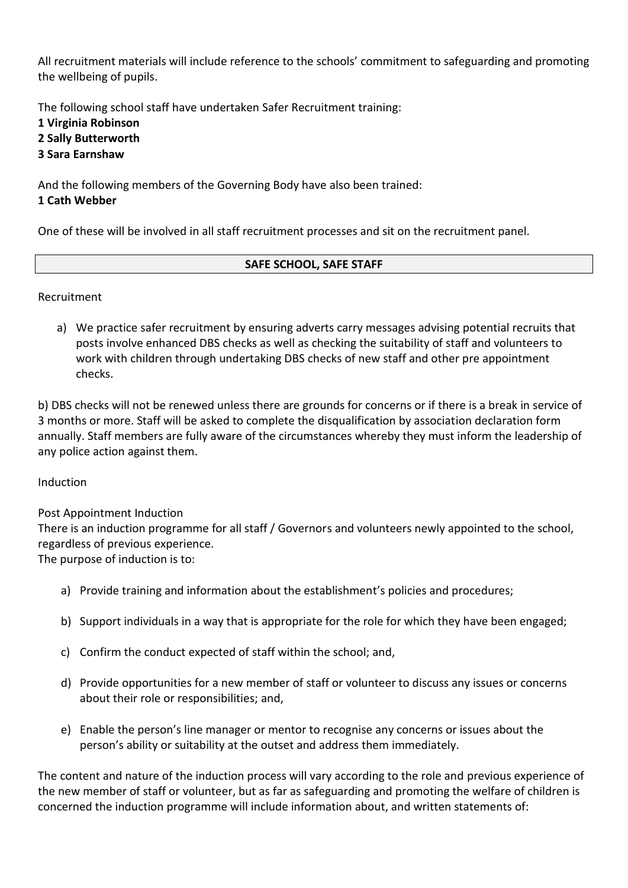All recruitment materials will include reference to the schools' commitment to safeguarding and promoting the wellbeing of pupils.

The following school staff have undertaken Safer Recruitment training:
**1 Virginia Robinson**
**2 Sally Butterworth**
**3 Sara Earnshaw**

And the following members of the Governing Body have also been trained:
**1 Cath Webber**

One of these will be involved in all staff recruitment processes and sit on the recruitment panel.

## SAFE SCHOOL, SAFE STAFF

Recruitment

a) We practice safer recruitment by ensuring adverts carry messages advising potential recruits that posts involve enhanced DBS checks as well as checking the suitability of staff and volunteers to work with children through undertaking DBS checks of new staff and other pre appointment checks.

b) DBS checks will not be renewed unless there are grounds for concerns or if there is a break in service of 3 months or more. Staff will be asked to complete the disqualification by association declaration form annually. Staff members are fully aware of the circumstances whereby they must inform the leadership of any police action against them.

Induction

Post Appointment Induction
There is an induction programme for all staff / Governors and volunteers newly appointed to the school, regardless of previous experience.
The purpose of induction is to:

a) Provide training and information about the establishment's policies and procedures;

b) Support individuals in a way that is appropriate for the role for which they have been engaged;

c) Confirm the conduct expected of staff within the school; and,

d) Provide opportunities for a new member of staff or volunteer to discuss any issues or concerns about their role or responsibilities; and,

e) Enable the person's line manager or mentor to recognise any concerns or issues about the person's ability or suitability at the outset and address them immediately.

The content and nature of the induction process will vary according to the role and previous experience of the new member of staff or volunteer, but as far as safeguarding and promoting the welfare of children is concerned the induction programme will include information about, and written statements of: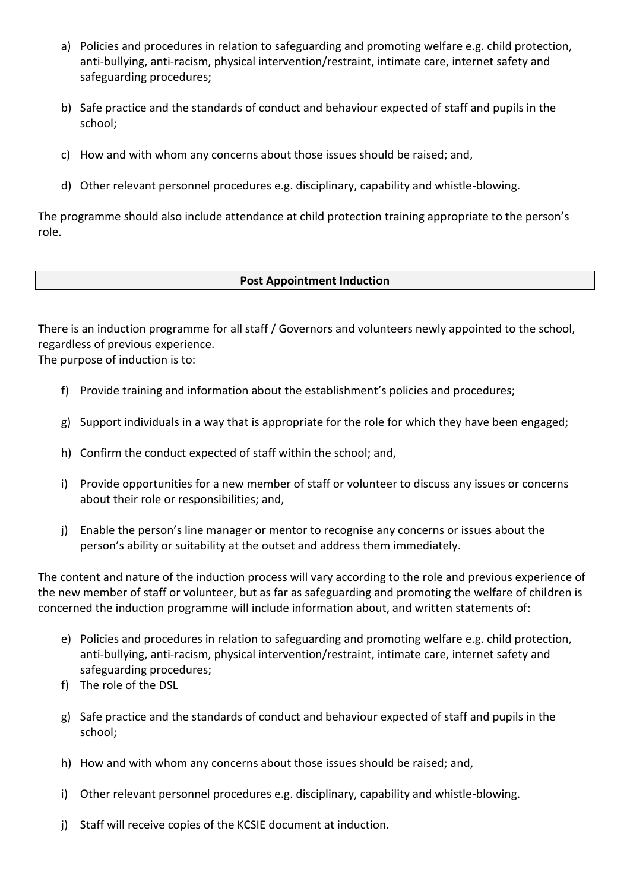a) Policies and procedures in relation to safeguarding and promoting welfare e.g. child protection, anti-bullying, anti-racism, physical intervention/restraint, intimate care, internet safety and safeguarding procedures;

b) Safe practice and the standards of conduct and behaviour expected of staff and pupils in the school;

c) How and with whom any concerns about those issues should be raised; and,

d) Other relevant personnel procedures e.g. disciplinary, capability and whistle-blowing.

The programme should also include attendance at child protection training appropriate to the person's role.

## Post Appointment Induction

There is an induction programme for all staff / Governors and volunteers newly appointed to the school, regardless of previous experience.
The purpose of induction is to:

f) Provide training and information about the establishment's policies and procedures;

g) Support individuals in a way that is appropriate for the role for which they have been engaged;

h) Confirm the conduct expected of staff within the school; and,

i) Provide opportunities for a new member of staff or volunteer to discuss any issues or concerns about their role or responsibilities; and,

j) Enable the person's line manager or mentor to recognise any concerns or issues about the person's ability or suitability at the outset and address them immediately.

The content and nature of the induction process will vary according to the role and previous experience of the new member of staff or volunteer, but as far as safeguarding and promoting the welfare of children is concerned the induction programme will include information about, and written statements of:

e) Policies and procedures in relation to safeguarding and promoting welfare e.g. child protection, anti-bullying, anti-racism, physical intervention/restraint, intimate care, internet safety and safeguarding procedures;

f) The role of the DSL

g) Safe practice and the standards of conduct and behaviour expected of staff and pupils in the school;

h) How and with whom any concerns about those issues should be raised; and,

i) Other relevant personnel procedures e.g. disciplinary, capability and whistle-blowing.

j) Staff will receive copies of the KCSIE document at induction.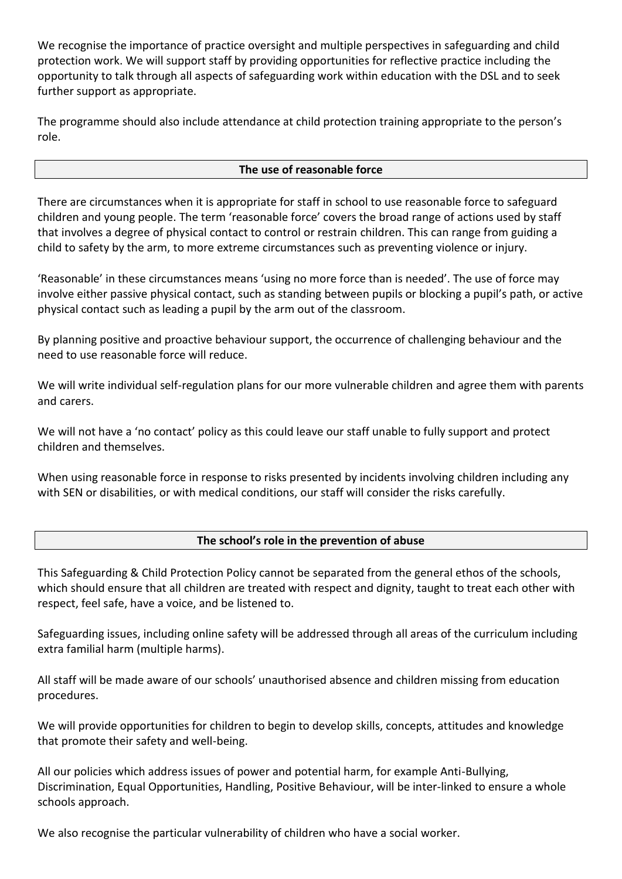We recognise the importance of practice oversight and multiple perspectives in safeguarding and child protection work. We will support staff by providing opportunities for reflective practice including the opportunity to talk through all aspects of safeguarding work within education with the DSL and to seek further support as appropriate.

The programme should also include attendance at child protection training appropriate to the person's role.

## The use of reasonable force

There are circumstances when it is appropriate for staff in school to use reasonable force to safeguard children and young people. The term 'reasonable force' covers the broad range of actions used by staff that involves a degree of physical contact to control or restrain children. This can range from guiding a child to safety by the arm, to more extreme circumstances such as preventing violence or injury.

'Reasonable' in these circumstances means 'using no more force than is needed'. The use of force may involve either passive physical contact, such as standing between pupils or blocking a pupil's path, or active physical contact such as leading a pupil by the arm out of the classroom.

By planning positive and proactive behaviour support, the occurrence of challenging behaviour and the need to use reasonable force will reduce.

We will write individual self-regulation plans for our more vulnerable children and agree them with parents and carers.

We will not have a 'no contact' policy as this could leave our staff unable to fully support and protect children and themselves.

When using reasonable force in response to risks presented by incidents involving children including any with SEN or disabilities, or with medical conditions, our staff will consider the risks carefully.

## The school's role in the prevention of abuse

This Safeguarding & Child Protection Policy cannot be separated from the general ethos of the schools, which should ensure that all children are treated with respect and dignity, taught to treat each other with respect, feel safe, have a voice, and be listened to.

Safeguarding issues, including online safety will be addressed through all areas of the curriculum including extra familial harm (multiple harms).

All staff will be made aware of our schools' unauthorised absence and children missing from education procedures.

We will provide opportunities for children to begin to develop skills, concepts, attitudes and knowledge that promote their safety and well-being.

All our policies which address issues of power and potential harm, for example Anti-Bullying, Discrimination, Equal Opportunities, Handling, Positive Behaviour, will be inter-linked to ensure a whole schools approach.

We also recognise the particular vulnerability of children who have a social worker.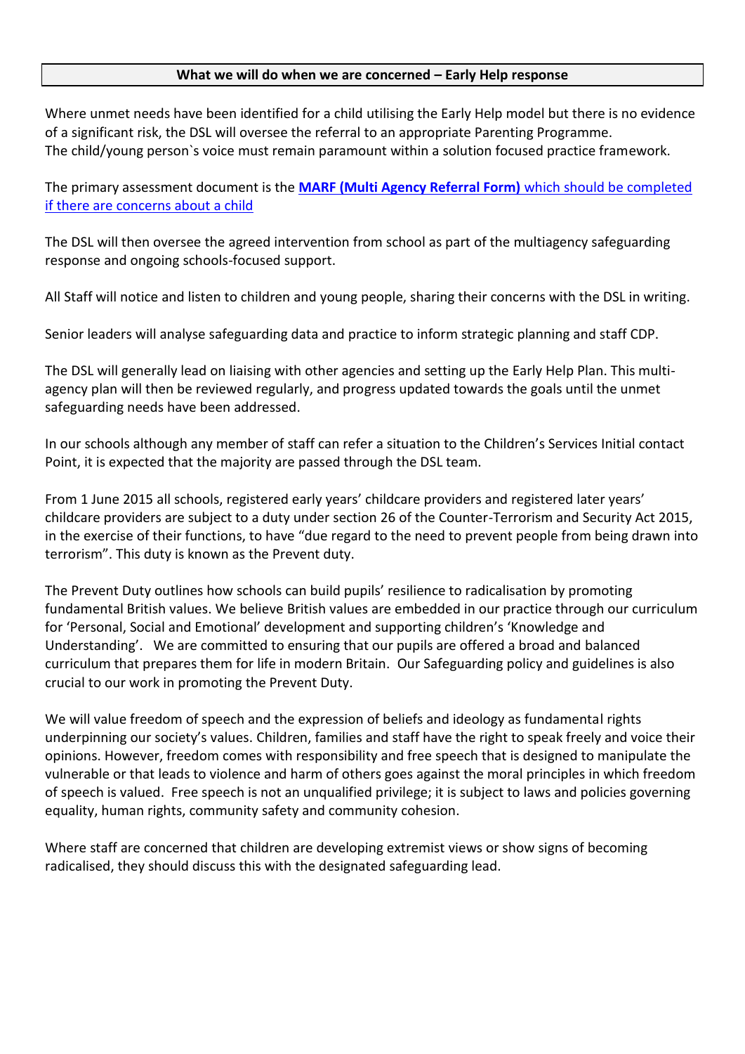## What we will do when we are concerned – Early Help response

Where unmet needs have been identified for a child utilising the Early Help model but there is no evidence of a significant risk, the DSL will oversee the referral to an appropriate Parenting Programme.
The child/young person`s voice must remain paramount within a solution focused practice framework.

The primary assessment document is the **MARF (Multi Agency Referral Form)** which should be completed if there are concerns about a child

The DSL will then oversee the agreed intervention from school as part of the multiagency safeguarding response and ongoing schools-focused support.

All Staff will notice and listen to children and young people, sharing their concerns with the DSL in writing.

Senior leaders will analyse safeguarding data and practice to inform strategic planning and staff CDP.

The DSL will generally lead on liaising with other agencies and setting up the Early Help Plan. This multi-agency plan will then be reviewed regularly, and progress updated towards the goals until the unmet safeguarding needs have been addressed.

In our schools although any member of staff can refer a situation to the Children's Services Initial contact Point, it is expected that the majority are passed through the DSL team.

From 1 June 2015 all schools, registered early years' childcare providers and registered later years' childcare providers are subject to a duty under section 26 of the Counter-Terrorism and Security Act 2015, in the exercise of their functions, to have "due regard to the need to prevent people from being drawn into terrorism". This duty is known as the Prevent duty.

The Prevent Duty outlines how schools can build pupils' resilience to radicalisation by promoting fundamental British values. We believe British values are embedded in our practice through our curriculum for 'Personal, Social and Emotional' development and supporting children's 'Knowledge and Understanding'. We are committed to ensuring that our pupils are offered a broad and balanced curriculum that prepares them for life in modern Britain. Our Safeguarding policy and guidelines is also crucial to our work in promoting the Prevent Duty.

We will value freedom of speech and the expression of beliefs and ideology as fundamental rights underpinning our society's values. Children, families and staff have the right to speak freely and voice their opinions. However, freedom comes with responsibility and free speech that is designed to manipulate the vulnerable or that leads to violence and harm of others goes against the moral principles in which freedom of speech is valued. Free speech is not an unqualified privilege; it is subject to laws and policies governing equality, human rights, community safety and community cohesion.

Where staff are concerned that children are developing extremist views or show signs of becoming radicalised, they should discuss this with the designated safeguarding lead.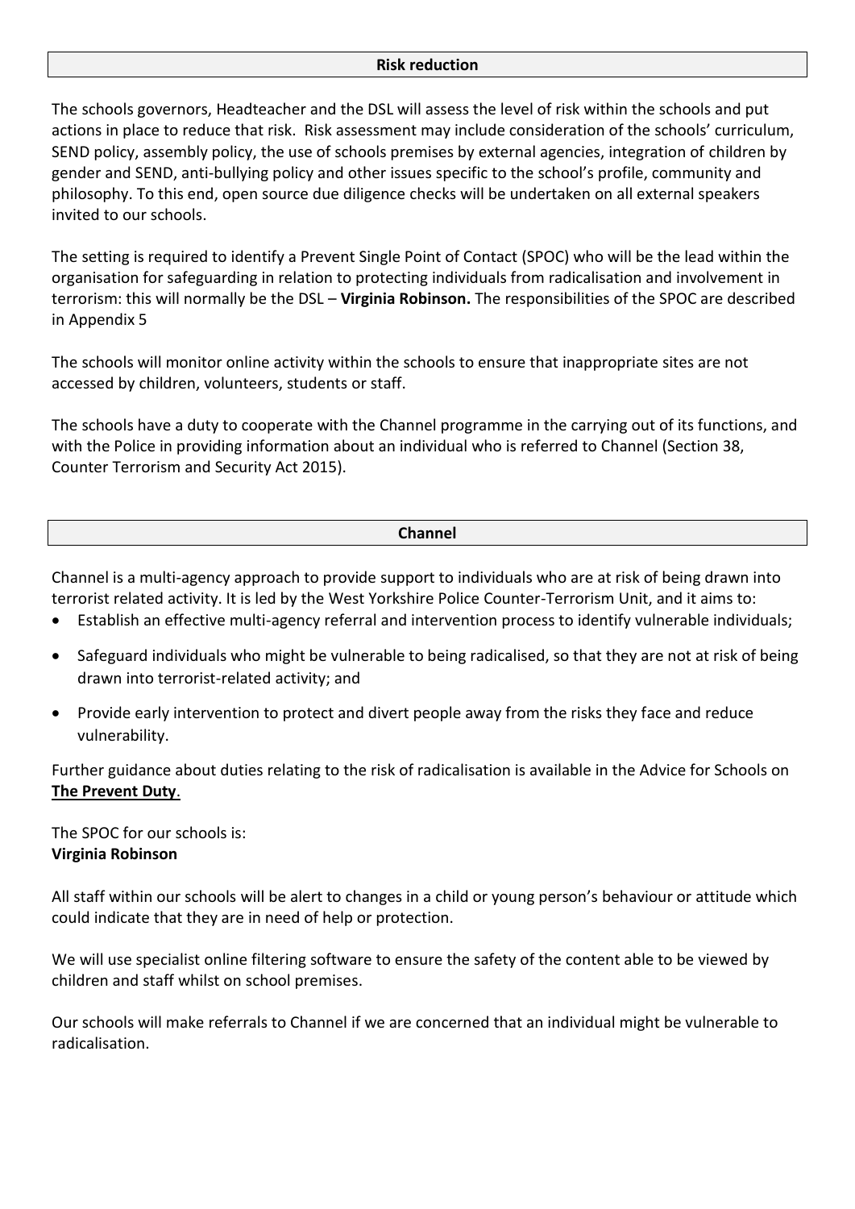## Risk reduction

The schools governors, Headteacher and the DSL will assess the level of risk within the schools and put actions in place to reduce that risk. Risk assessment may include consideration of the schools' curriculum, SEND policy, assembly policy, the use of schools premises by external agencies, integration of children by gender and SEND, anti-bullying policy and other issues specific to the school's profile, community and philosophy. To this end, open source due diligence checks will be undertaken on all external speakers invited to our schools.

The setting is required to identify a Prevent Single Point of Contact (SPOC) who will be the lead within the organisation for safeguarding in relation to protecting individuals from radicalisation and involvement in terrorism: this will normally be the DSL – **Virginia Robinson.** The responsibilities of the SPOC are described in Appendix 5

The schools will monitor online activity within the schools to ensure that inappropriate sites are not accessed by children, volunteers, students or staff.

The schools have a duty to cooperate with the Channel programme in the carrying out of its functions, and with the Police in providing information about an individual who is referred to Channel (Section 38, Counter Terrorism and Security Act 2015).

## Channel

Channel is a multi-agency approach to provide support to individuals who are at risk of being drawn into terrorist related activity. It is led by the West Yorkshire Police Counter-Terrorism Unit, and it aims to:

- Establish an effective multi-agency referral and intervention process to identify vulnerable individuals;
- Safeguard individuals who might be vulnerable to being radicalised, so that they are not at risk of being drawn into terrorist-related activity; and
- Provide early intervention to protect and divert people away from the risks they face and reduce vulnerability.

Further guidance about duties relating to the risk of radicalisation is available in the Advice for Schools on **The Prevent Duty**.

The SPOC for our schools is:
**Virginia Robinson**

All staff within our schools will be alert to changes in a child or young person's behaviour or attitude which could indicate that they are in need of help or protection.

We will use specialist online filtering software to ensure the safety of the content able to be viewed by children and staff whilst on school premises.

Our schools will make referrals to Channel if we are concerned that an individual might be vulnerable to radicalisation.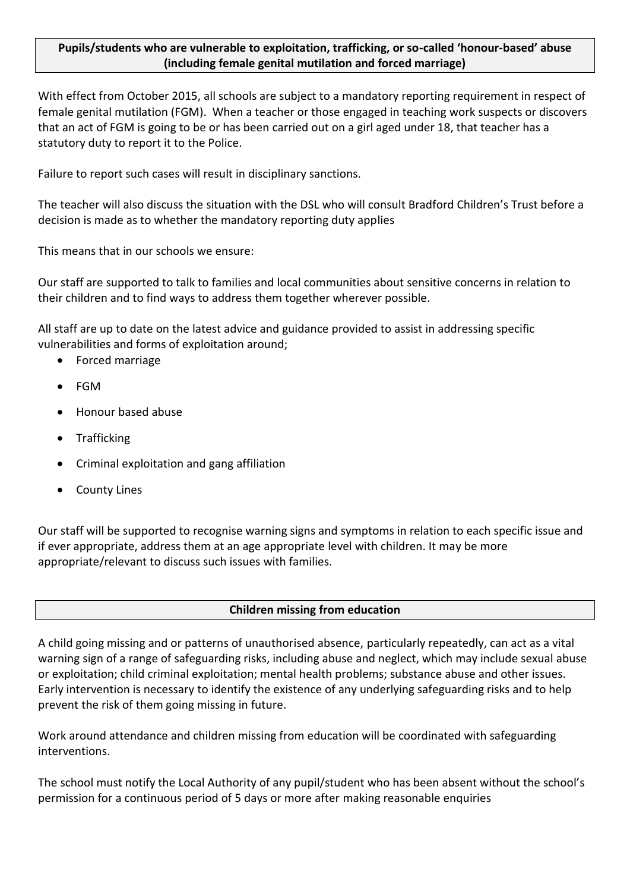## Pupils/students who are vulnerable to exploitation, trafficking, or so-called 'honour-based' abuse (including female genital mutilation and forced marriage)

With effect from October 2015, all schools are subject to a mandatory reporting requirement in respect of female genital mutilation (FGM). When a teacher or those engaged in teaching work suspects or discovers that an act of FGM is going to be or has been carried out on a girl aged under 18, that teacher has a statutory duty to report it to the Police.

Failure to report such cases will result in disciplinary sanctions.

The teacher will also discuss the situation with the DSL who will consult Bradford Children's Trust before a decision is made as to whether the mandatory reporting duty applies

This means that in our schools we ensure:

Our staff are supported to talk to families and local communities about sensitive concerns in relation to their children and to find ways to address them together wherever possible.

All staff are up to date on the latest advice and guidance provided to assist in addressing specific vulnerabilities and forms of exploitation around;

- Forced marriage
- FGM
- Honour based abuse
- Trafficking
- Criminal exploitation and gang affiliation
- County Lines

Our staff will be supported to recognise warning signs and symptoms in relation to each specific issue and if ever appropriate, address them at an age appropriate level with children. It may be more appropriate/relevant to discuss such issues with families.

## Children missing from education

A child going missing and or patterns of unauthorised absence, particularly repeatedly, can act as a vital warning sign of a range of safeguarding risks, including abuse and neglect, which may include sexual abuse or exploitation; child criminal exploitation; mental health problems; substance abuse and other issues. Early intervention is necessary to identify the existence of any underlying safeguarding risks and to help prevent the risk of them going missing in future.

Work around attendance and children missing from education will be coordinated with safeguarding interventions.

The school must notify the Local Authority of any pupil/student who has been absent without the school's permission for a continuous period of 5 days or more after making reasonable enquiries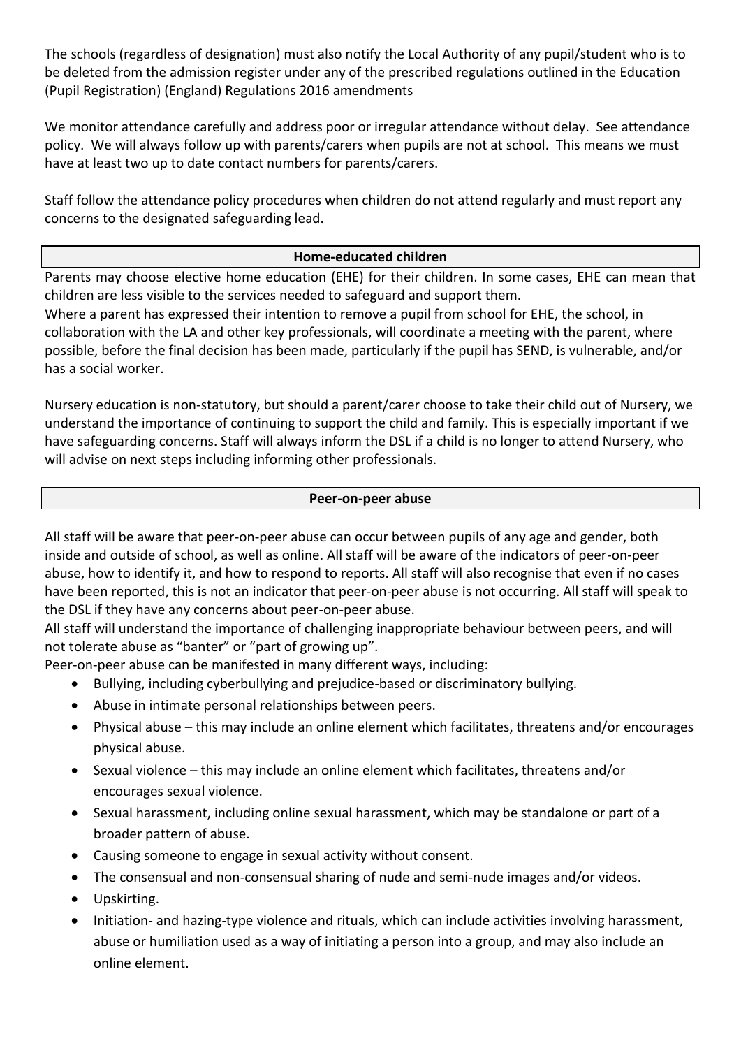The schools (regardless of designation) must also notify the Local Authority of any pupil/student who is to be deleted from the admission register under any of the prescribed regulations outlined in the Education (Pupil Registration) (England) Regulations 2016 amendments

We monitor attendance carefully and address poor or irregular attendance without delay. See attendance policy. We will always follow up with parents/carers when pupils are not at school. This means we must have at least two up to date contact numbers for parents/carers.

Staff follow the attendance policy procedures when children do not attend regularly and must report any concerns to the designated safeguarding lead.

## Home-educated children

Parents may choose elective home education (EHE) for their children. In some cases, EHE can mean that children are less visible to the services needed to safeguard and support them.

Where a parent has expressed their intention to remove a pupil from school for EHE, the school, in collaboration with the LA and other key professionals, will coordinate a meeting with the parent, where possible, before the final decision has been made, particularly if the pupil has SEND, is vulnerable, and/or has a social worker.

Nursery education is non-statutory, but should a parent/carer choose to take their child out of Nursery, we understand the importance of continuing to support the child and family. This is especially important if we have safeguarding concerns. Staff will always inform the DSL if a child is no longer to attend Nursery, who will advise on next steps including informing other professionals.

## Peer-on-peer abuse

All staff will be aware that peer-on-peer abuse can occur between pupils of any age and gender, both inside and outside of school, as well as online. All staff will be aware of the indicators of peer-on-peer abuse, how to identify it, and how to respond to reports. All staff will also recognise that even if no cases have been reported, this is not an indicator that peer-on-peer abuse is not occurring. All staff will speak to the DSL if they have any concerns about peer-on-peer abuse.

All staff will understand the importance of challenging inappropriate behaviour between peers, and will not tolerate abuse as "banter" or "part of growing up".

Peer-on-peer abuse can be manifested in many different ways, including:

- Bullying, including cyberbullying and prejudice-based or discriminatory bullying.
- Abuse in intimate personal relationships between peers.
- Physical abuse – this may include an online element which facilitates, threatens and/or encourages physical abuse.
- Sexual violence – this may include an online element which facilitates, threatens and/or encourages sexual violence.
- Sexual harassment, including online sexual harassment, which may be standalone or part of a broader pattern of abuse.
- Causing someone to engage in sexual activity without consent.
- The consensual and non-consensual sharing of nude and semi-nude images and/or videos.
- Upskirting.
- Initiation- and hazing-type violence and rituals, which can include activities involving harassment, abuse or humiliation used as a way of initiating a person into a group, and may also include an online element.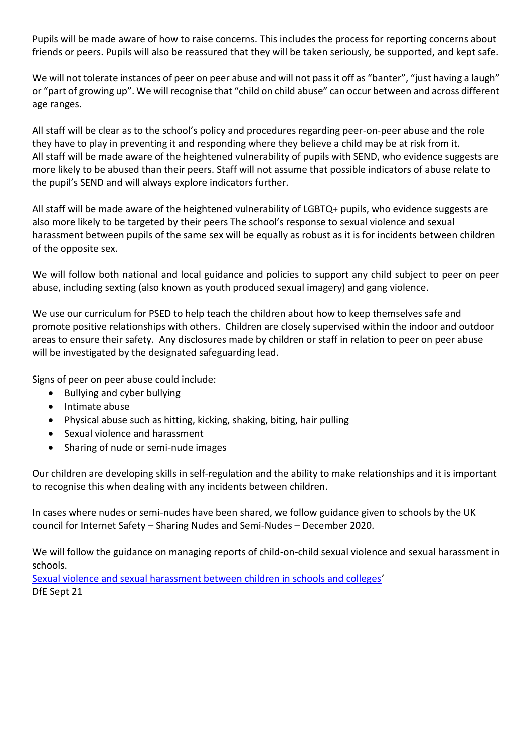Pupils will be made aware of how to raise concerns. This includes the process for reporting concerns about friends or peers. Pupils will also be reassured that they will be taken seriously, be supported, and kept safe.

We will not tolerate instances of peer on peer abuse and will not pass it off as "banter", "just having a laugh" or "part of growing up". We will recognise that "child on child abuse" can occur between and across different age ranges.

All staff will be clear as to the school's policy and procedures regarding peer-on-peer abuse and the role they have to play in preventing it and responding where they believe a child may be at risk from it. All staff will be made aware of the heightened vulnerability of pupils with SEND, who evidence suggests are more likely to be abused than their peers. Staff will not assume that possible indicators of abuse relate to the pupil's SEND and will always explore indicators further.

All staff will be made aware of the heightened vulnerability of LGBTQ+ pupils, who evidence suggests are also more likely to be targeted by their peers The school's response to sexual violence and sexual harassment between pupils of the same sex will be equally as robust as it is for incidents between children of the opposite sex.

We will follow both national and local guidance and policies to support any child subject to peer on peer abuse, including sexting (also known as youth produced sexual imagery) and gang violence.

We use our curriculum for PSED to help teach the children about how to keep themselves safe and promote positive relationships with others. Children are closely supervised within the indoor and outdoor areas to ensure their safety. Any disclosures made by children or staff in relation to peer on peer abuse will be investigated by the designated safeguarding lead.

Signs of peer on peer abuse could include:

- Bullying and cyber bullying
- Intimate abuse
- Physical abuse such as hitting, kicking, shaking, biting, hair pulling
- Sexual violence and harassment
- Sharing of nude or semi-nude images

Our children are developing skills in self-regulation and the ability to make relationships and it is important to recognise this when dealing with any incidents between children.

In cases where nudes or semi-nudes have been shared, we follow guidance given to schools by the UK council for Internet Safety – Sharing Nudes and Semi-Nudes – December 2020.

We will follow the guidance on managing reports of child-on-child sexual violence and sexual harassment in schools.
Sexual violence and sexual harassment between children in schools and colleges'
DfE Sept 21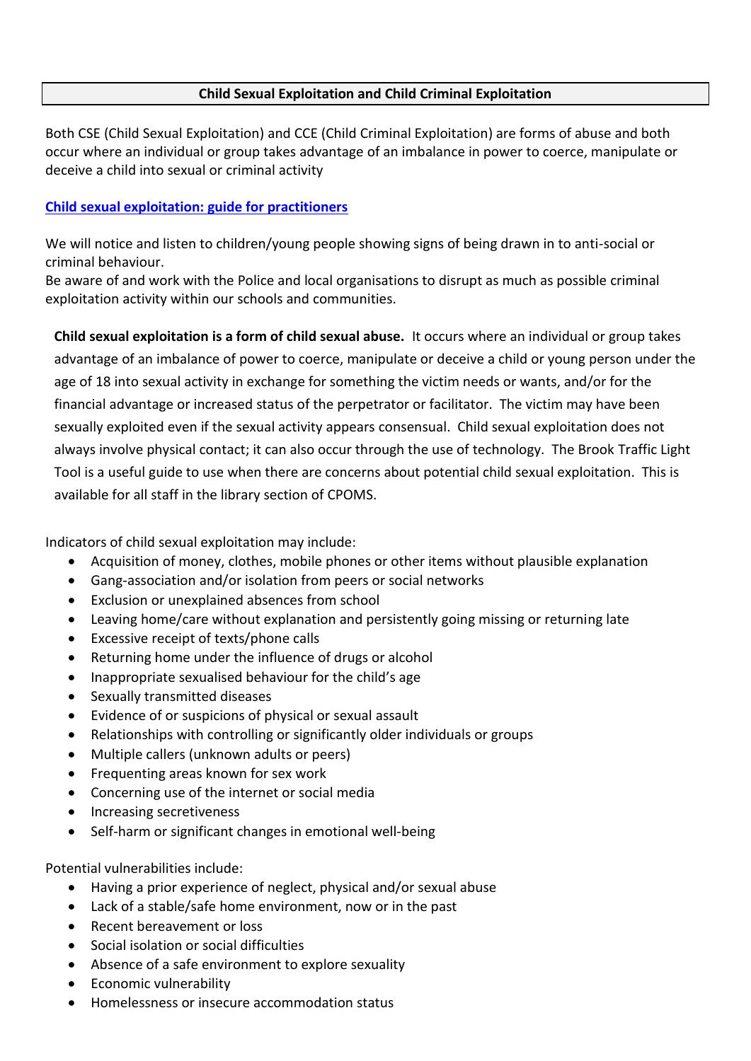## Child Sexual Exploitation and Child Criminal Exploitation

Both CSE (Child Sexual Exploitation) and CCE (Child Criminal Exploitation) are forms of abuse and both occur where an individual or group takes advantage of an imbalance in power to coerce, manipulate or deceive a child into sexual or criminal activity

**[Child sexual exploitation: guide for practitioners]**

We will notice and listen to children/young people showing signs of being drawn in to anti-social or criminal behaviour.
Be aware of and work with the Police and local organisations to disrupt as much as possible criminal exploitation activity within our schools and communities.

**Child sexual exploitation is a form of child sexual abuse.** It occurs where an individual or group takes advantage of an imbalance of power to coerce, manipulate or deceive a child or young person under the age of 18 into sexual activity in exchange for something the victim needs or wants, and/or for the financial advantage or increased status of the perpetrator or facilitator. The victim may have been sexually exploited even if the sexual activity appears consensual. Child sexual exploitation does not always involve physical contact; it can also occur through the use of technology. The Brook Traffic Light Tool is a useful guide to use when there are concerns about potential child sexual exploitation. This is available for all staff in the library section of CPOMS.

Indicators of child sexual exploitation may include:

- Acquisition of money, clothes, mobile phones or other items without plausible explanation
- Gang-association and/or isolation from peers or social networks
- Exclusion or unexplained absences from school
- Leaving home/care without explanation and persistently going missing or returning late
- Excessive receipt of texts/phone calls
- Returning home under the influence of drugs or alcohol
- Inappropriate sexualised behaviour for the child's age
- Sexually transmitted diseases
- Evidence of or suspicions of physical or sexual assault
- Relationships with controlling or significantly older individuals or groups
- Multiple callers (unknown adults or peers)
- Frequenting areas known for sex work
- Concerning use of the internet or social media
- Increasing secretiveness
- Self-harm or significant changes in emotional well-being

Potential vulnerabilities include:

- Having a prior experience of neglect, physical and/or sexual abuse
- Lack of a stable/safe home environment, now or in the past
- Recent bereavement or loss
- Social isolation or social difficulties
- Absence of a safe environment to explore sexuality
- Economic vulnerability
- Homelessness or insecure accommodation status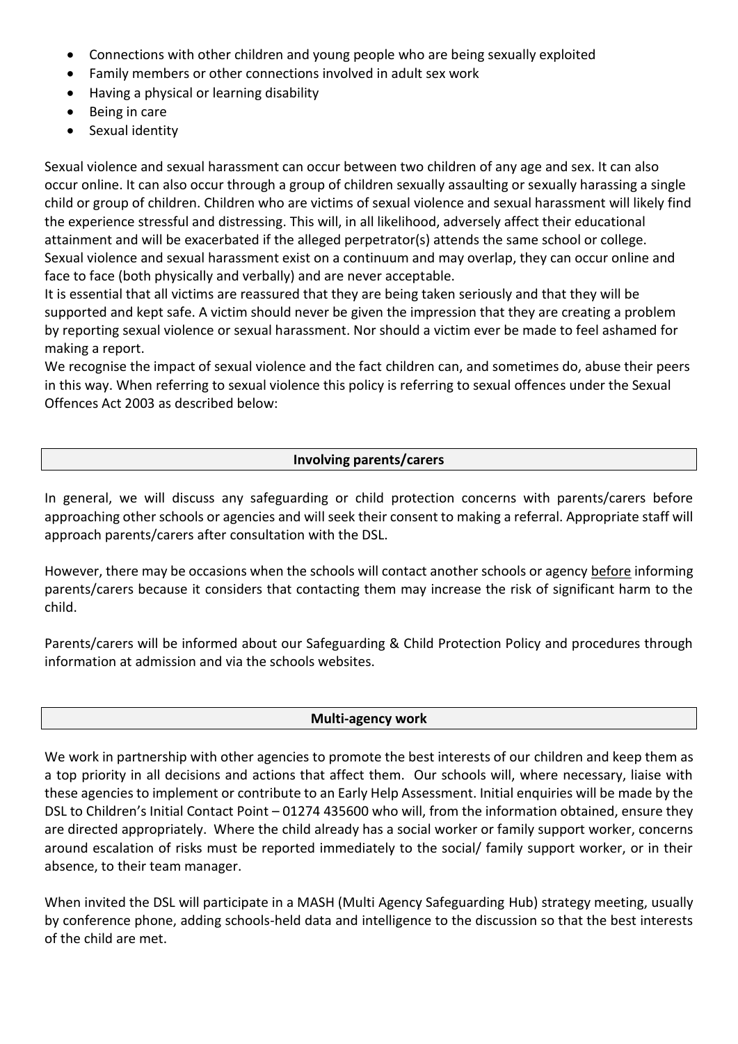- Connections with other children and young people who are being sexually exploited
- Family members or other connections involved in adult sex work
- Having a physical or learning disability
- Being in care
- Sexual identity

Sexual violence and sexual harassment can occur between two children of any age and sex. It can also occur online. It can also occur through a group of children sexually assaulting or sexually harassing a single child or group of children. Children who are victims of sexual violence and sexual harassment will likely find the experience stressful and distressing. This will, in all likelihood, adversely affect their educational attainment and will be exacerbated if the alleged perpetrator(s) attends the same school or college. Sexual violence and sexual harassment exist on a continuum and may overlap, they can occur online and face to face (both physically and verbally) and are never acceptable.

It is essential that all victims are reassured that they are being taken seriously and that they will be supported and kept safe. A victim should never be given the impression that they are creating a problem by reporting sexual violence or sexual harassment. Nor should a victim ever be made to feel ashamed for making a report.

We recognise the impact of sexual violence and the fact children can, and sometimes do, abuse their peers in this way. When referring to sexual violence this policy is referring to sexual offences under the Sexual Offences Act 2003 as described below:

## Involving parents/carers

In general, we will discuss any safeguarding or child protection concerns with parents/carers before approaching other schools or agencies and will seek their consent to making a referral. Appropriate staff will approach parents/carers after consultation with the DSL.

However, there may be occasions when the schools will contact another schools or agency before informing parents/carers because it considers that contacting them may increase the risk of significant harm to the child.

Parents/carers will be informed about our Safeguarding & Child Protection Policy and procedures through information at admission and via the schools websites.

## Multi-agency work

We work in partnership with other agencies to promote the best interests of our children and keep them as a top priority in all decisions and actions that affect them. Our schools will, where necessary, liaise with these agencies to implement or contribute to an Early Help Assessment. Initial enquiries will be made by the DSL to Children's Initial Contact Point – 01274 435600 who will, from the information obtained, ensure they are directed appropriately. Where the child already has a social worker or family support worker, concerns around escalation of risks must be reported immediately to the social/ family support worker, or in their absence, to their team manager.

When invited the DSL will participate in a MASH (Multi Agency Safeguarding Hub) strategy meeting, usually by conference phone, adding schools-held data and intelligence to the discussion so that the best interests of the child are met.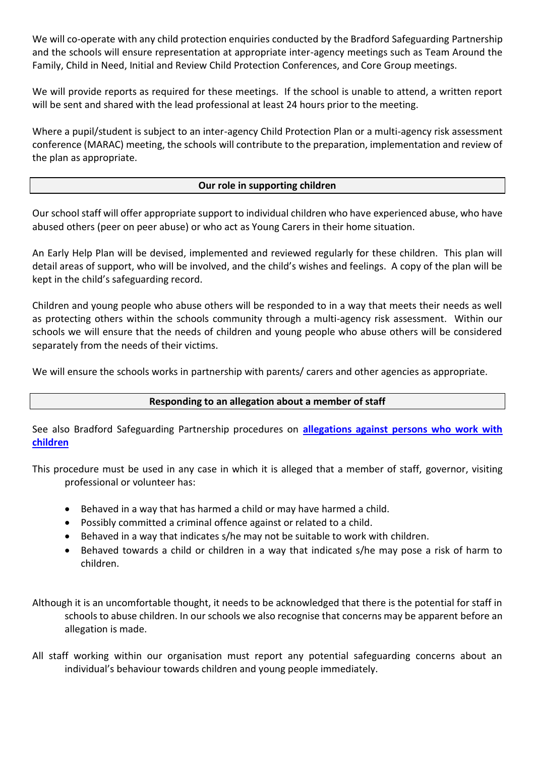We will co-operate with any child protection enquiries conducted by the Bradford Safeguarding Partnership and the schools will ensure representation at appropriate inter-agency meetings such as Team Around the Family, Child in Need, Initial and Review Child Protection Conferences, and Core Group meetings.

We will provide reports as required for these meetings. If the school is unable to attend, a written report will be sent and shared with the lead professional at least 24 hours prior to the meeting.

Where a pupil/student is subject to an inter-agency Child Protection Plan or a multi-agency risk assessment conference (MARAC) meeting, the schools will contribute to the preparation, implementation and review of the plan as appropriate.

## Our role in supporting children

Our school staff will offer appropriate support to individual children who have experienced abuse, who have abused others (peer on peer abuse) or who act as Young Carers in their home situation.

An Early Help Plan will be devised, implemented and reviewed regularly for these children. This plan will detail areas of support, who will be involved, and the child's wishes and feelings. A copy of the plan will be kept in the child's safeguarding record.

Children and young people who abuse others will be responded to in a way that meets their needs as well as protecting others within the schools community through a multi-agency risk assessment. Within our schools we will ensure that the needs of children and young people who abuse others will be considered separately from the needs of their victims.

We will ensure the schools works in partnership with parents/ carers and other agencies as appropriate.

## Responding to an allegation about a member of staff

See also Bradford Safeguarding Partnership procedures on **allegations against persons who work with children**

This procedure must be used in any case in which it is alleged that a member of staff, governor, visiting professional or volunteer has:

- Behaved in a way that has harmed a child or may have harmed a child.
- Possibly committed a criminal offence against or related to a child.
- Behaved in a way that indicates s/he may not be suitable to work with children.
- Behaved towards a child or children in a way that indicated s/he may pose a risk of harm to children.

Although it is an uncomfortable thought, it needs to be acknowledged that there is the potential for staff in schools to abuse children. In our schools we also recognise that concerns may be apparent before an allegation is made.

All staff working within our organisation must report any potential safeguarding concerns about an individual's behaviour towards children and young people immediately.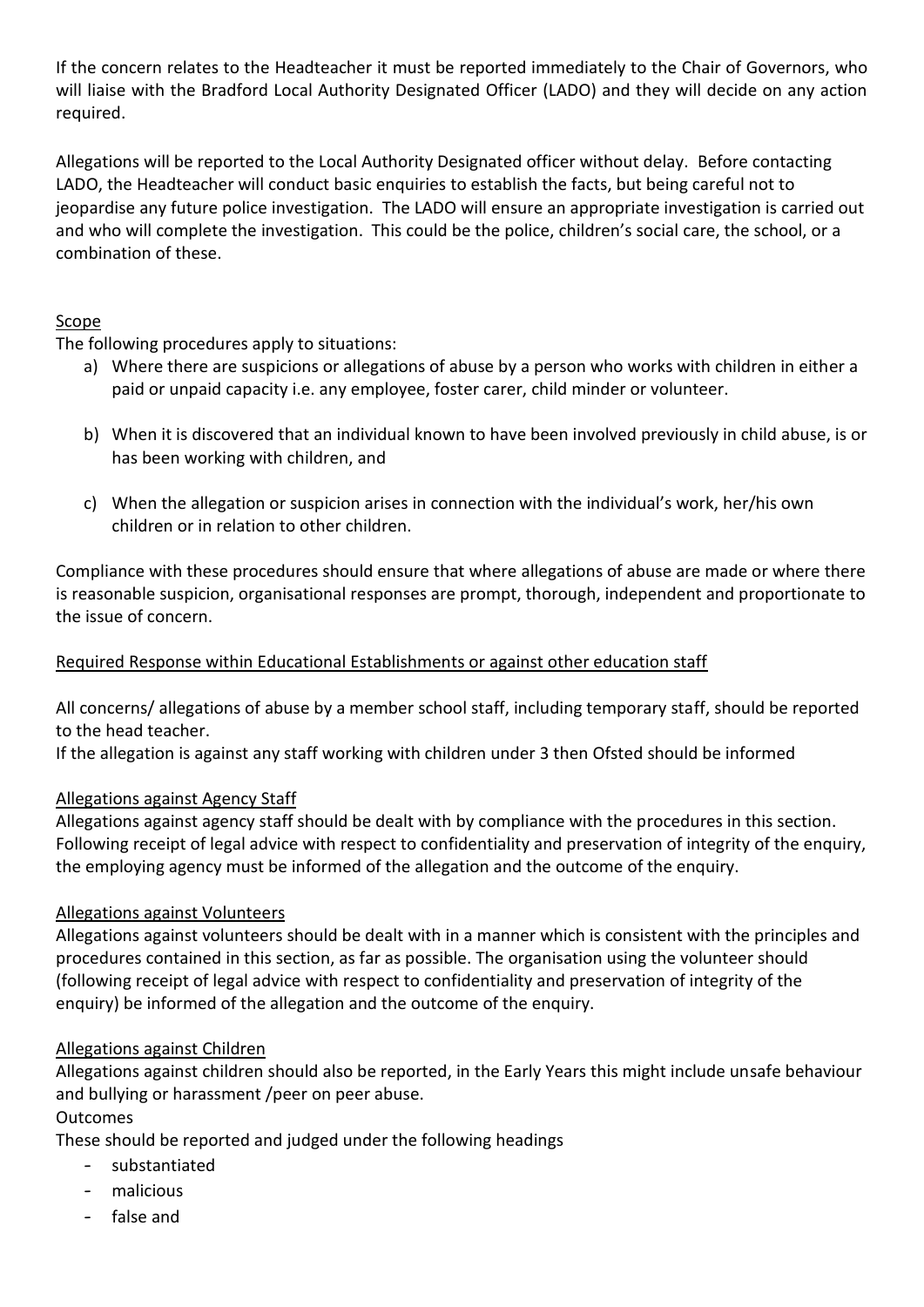If the concern relates to the Headteacher it must be reported immediately to the Chair of Governors, who will liaise with the Bradford Local Authority Designated Officer (LADO) and they will decide on any action required.

Allegations will be reported to the Local Authority Designated officer without delay. Before contacting LADO, the Headteacher will conduct basic enquiries to establish the facts, but being careful not to jeopardise any future police investigation. The LADO will ensure an appropriate investigation is carried out and who will complete the investigation. This could be the police, children's social care, the school, or a combination of these.

<u>Scope</u>

The following procedures apply to situations:

a) Where there are suspicions or allegations of abuse by a person who works with children in either a paid or unpaid capacity i.e. any employee, foster carer, child minder or volunteer.

b) When it is discovered that an individual known to have been involved previously in child abuse, is or has been working with children, and

c) When the allegation or suspicion arises in connection with the individual's work, her/his own children or in relation to other children.

Compliance with these procedures should ensure that where allegations of abuse are made or where there is reasonable suspicion, organisational responses are prompt, thorough, independent and proportionate to the issue of concern.

<u>Required Response within Educational Establishments or against other education staff</u>

All concerns/ allegations of abuse by a member school staff, including temporary staff, should be reported to the head teacher.

If the allegation is against any staff working with children under 3 then Ofsted should be informed

<u>Allegations against Agency Staff</u>

Allegations against agency staff should be dealt with by compliance with the procedures in this section. Following receipt of legal advice with respect to confidentiality and preservation of integrity of the enquiry, the employing agency must be informed of the allegation and the outcome of the enquiry.

<u>Allegations against Volunteers</u>

Allegations against volunteers should be dealt with in a manner which is consistent with the principles and procedures contained in this section, as far as possible. The organisation using the volunteer should (following receipt of legal advice with respect to confidentiality and preservation of integrity of the enquiry) be informed of the allegation and the outcome of the enquiry.

<u>Allegations against Children</u>

Allegations against children should also be reported, in the Early Years this might include unsafe behaviour and bullying or harassment /peer on peer abuse.

Outcomes

These should be reported and judged under the following headings

- substantiated
- malicious
- false and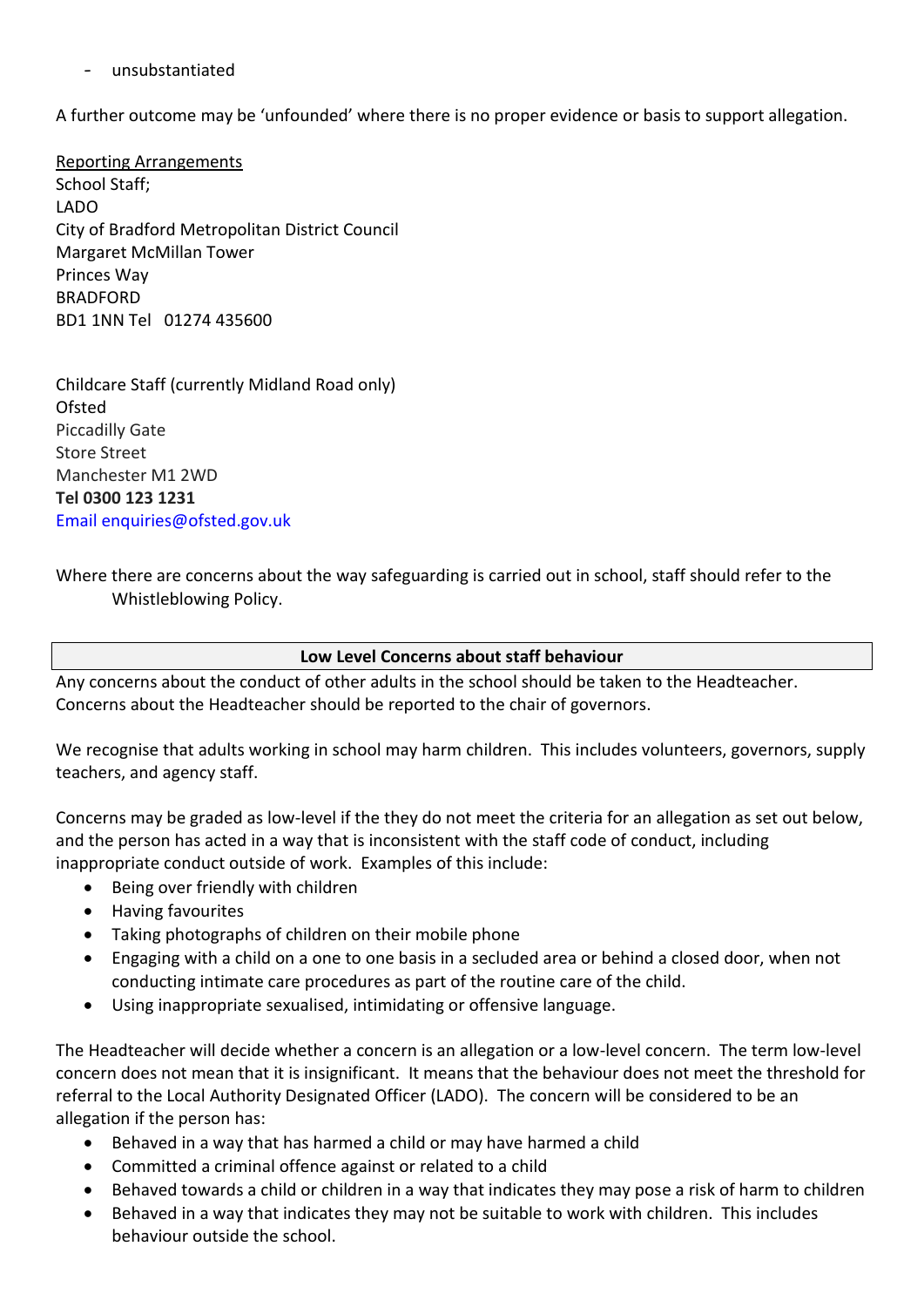- unsubstantiated

A further outcome may be 'unfounded' where there is no proper evidence or basis to support allegation.

Reporting Arrangements
School Staff;
LADO
City of Bradford Metropolitan District Council
Margaret McMillan Tower
Princes Way
BRADFORD
BD1 1NN Tel 01274 435600

Childcare Staff (currently Midland Road only)
Ofsted
Piccadilly Gate
Store Street
Manchester M1 2WD
**Tel 0300 123 1231**
Email enquiries@ofsted.gov.uk

Where there are concerns about the way safeguarding is carried out in school, staff should refer to the Whistleblowing Policy.

## Low Level Concerns about staff behaviour

Any concerns about the conduct of other adults in the school should be taken to the Headteacher. Concerns about the Headteacher should be reported to the chair of governors.

We recognise that adults working in school may harm children. This includes volunteers, governors, supply teachers, and agency staff.

Concerns may be graded as low-level if the they do not meet the criteria for an allegation as set out below, and the person has acted in a way that is inconsistent with the staff code of conduct, including inappropriate conduct outside of work. Examples of this include:

- Being over friendly with children
- Having favourites
- Taking photographs of children on their mobile phone
- Engaging with a child on a one to one basis in a secluded area or behind a closed door, when not conducting intimate care procedures as part of the routine care of the child.
- Using inappropriate sexualised, intimidating or offensive language.

The Headteacher will decide whether a concern is an allegation or a low-level concern. The term low-level concern does not mean that it is insignificant. It means that the behaviour does not meet the threshold for referral to the Local Authority Designated Officer (LADO). The concern will be considered to be an allegation if the person has:

- Behaved in a way that has harmed a child or may have harmed a child
- Committed a criminal offence against or related to a child
- Behaved towards a child or children in a way that indicates they may pose a risk of harm to children
- Behaved in a way that indicates they may not be suitable to work with children. This includes behaviour outside the school.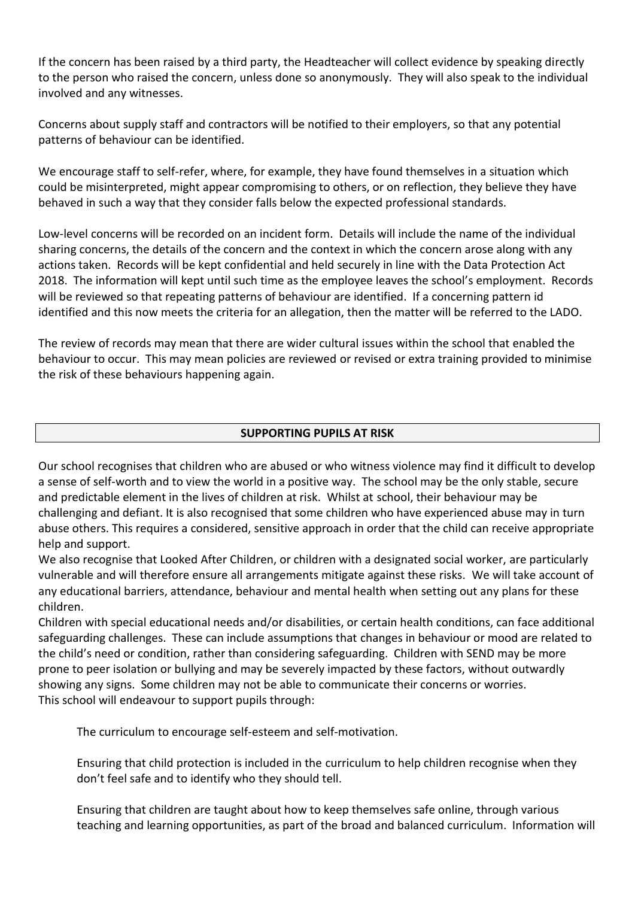If the concern has been raised by a third party, the Headteacher will collect evidence by speaking directly to the person who raised the concern, unless done so anonymously. They will also speak to the individual involved and any witnesses.

Concerns about supply staff and contractors will be notified to their employers, so that any potential patterns of behaviour can be identified.

We encourage staff to self-refer, where, for example, they have found themselves in a situation which could be misinterpreted, might appear compromising to others, or on reflection, they believe they have behaved in such a way that they consider falls below the expected professional standards.

Low-level concerns will be recorded on an incident form. Details will include the name of the individual sharing concerns, the details of the concern and the context in which the concern arose along with any actions taken. Records will be kept confidential and held securely in line with the Data Protection Act 2018. The information will kept until such time as the employee leaves the school's employment. Records will be reviewed so that repeating patterns of behaviour are identified. If a concerning pattern id identified and this now meets the criteria for an allegation, then the matter will be referred to the LADO.

The review of records may mean that there are wider cultural issues within the school that enabled the behaviour to occur. This may mean policies are reviewed or revised or extra training provided to minimise the risk of these behaviours happening again.

## SUPPORTING PUPILS AT RISK

Our school recognises that children who are abused or who witness violence may find it difficult to develop a sense of self-worth and to view the world in a positive way. The school may be the only stable, secure and predictable element in the lives of children at risk. Whilst at school, their behaviour may be challenging and defiant. It is also recognised that some children who have experienced abuse may in turn abuse others. This requires a considered, sensitive approach in order that the child can receive appropriate help and support.

We also recognise that Looked After Children, or children with a designated social worker, are particularly vulnerable and will therefore ensure all arrangements mitigate against these risks. We will take account of any educational barriers, attendance, behaviour and mental health when setting out any plans for these children.

Children with special educational needs and/or disabilities, or certain health conditions, can face additional safeguarding challenges. These can include assumptions that changes in behaviour or mood are related to the child's need or condition, rather than considering safeguarding. Children with SEND may be more prone to peer isolation or bullying and may be severely impacted by these factors, without outwardly showing any signs. Some children may not be able to communicate their concerns or worries.

This school will endeavour to support pupils through:

The curriculum to encourage self-esteem and self-motivation.

Ensuring that child protection is included in the curriculum to help children recognise when they don't feel safe and to identify who they should tell.

Ensuring that children are taught about how to keep themselves safe online, through various teaching and learning opportunities, as part of the broad and balanced curriculum. Information will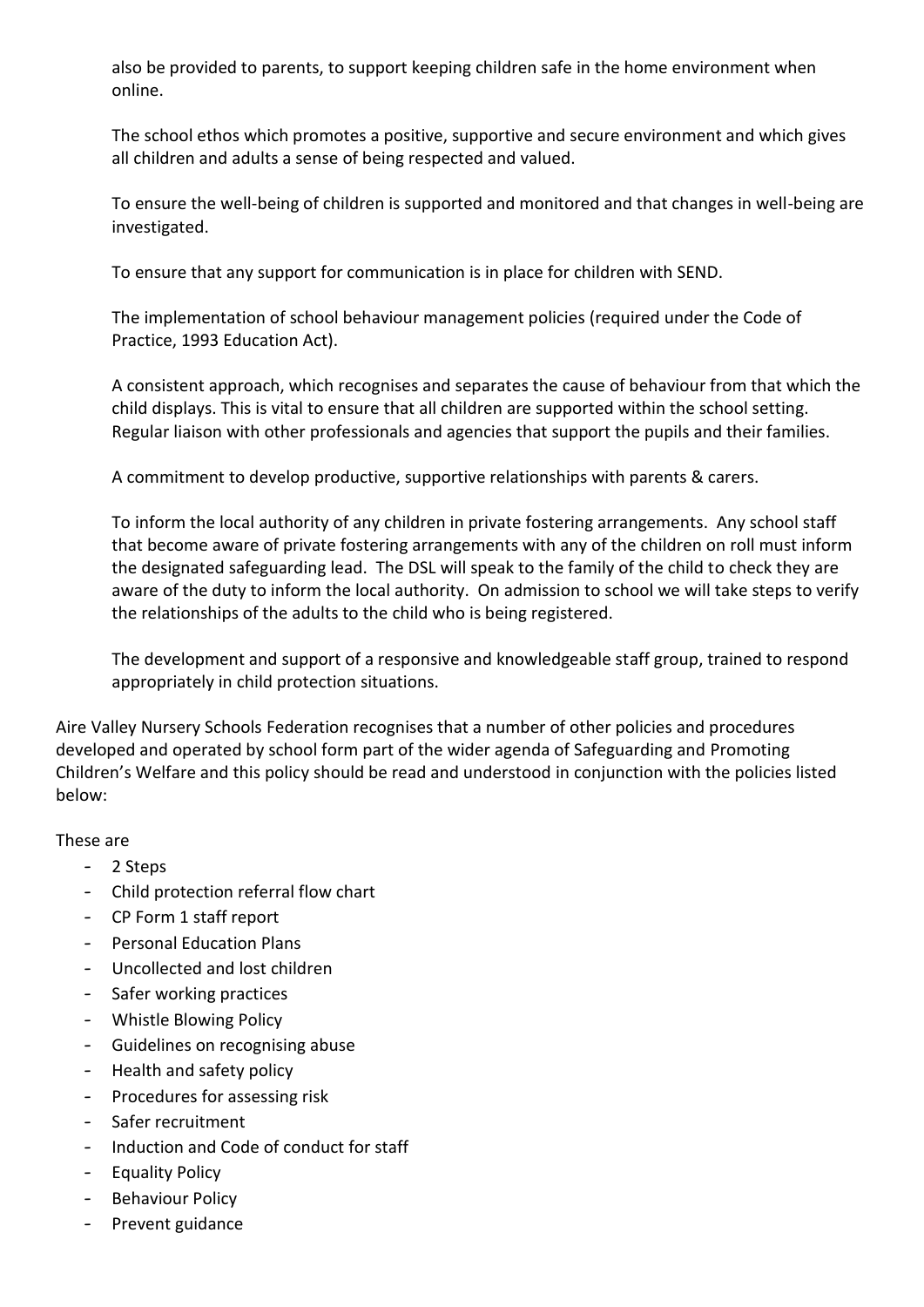also be provided to parents, to support keeping children safe in the home environment when online.

The school ethos which promotes a positive, supportive and secure environment and which gives all children and adults a sense of being respected and valued.

To ensure the well-being of children is supported and monitored and that changes in well-being are investigated.

To ensure that any support for communication is in place for children with SEND.

The implementation of school behaviour management policies (required under the Code of Practice, 1993 Education Act).

A consistent approach, which recognises and separates the cause of behaviour from that which the child displays. This is vital to ensure that all children are supported within the school setting. Regular liaison with other professionals and agencies that support the pupils and their families.

A commitment to develop productive, supportive relationships with parents & carers.

To inform the local authority of any children in private fostering arrangements. Any school staff that become aware of private fostering arrangements with any of the children on roll must inform the designated safeguarding lead. The DSL will speak to the family of the child to check they are aware of the duty to inform the local authority. On admission to school we will take steps to verify the relationships of the adults to the child who is being registered.

The development and support of a responsive and knowledgeable staff group, trained to respond appropriately in child protection situations.

Aire Valley Nursery Schools Federation recognises that a number of other policies and procedures developed and operated by school form part of the wider agenda of Safeguarding and Promoting Children's Welfare and this policy should be read and understood in conjunction with the policies listed below:

These are

- 2 Steps
- Child protection referral flow chart
- CP Form 1 staff report
- Personal Education Plans
- Uncollected and lost children
- Safer working practices
- Whistle Blowing Policy
- Guidelines on recognising abuse
- Health and safety policy
- Procedures for assessing risk
- Safer recruitment
- Induction and Code of conduct for staff
- Equality Policy
- Behaviour Policy
- Prevent guidance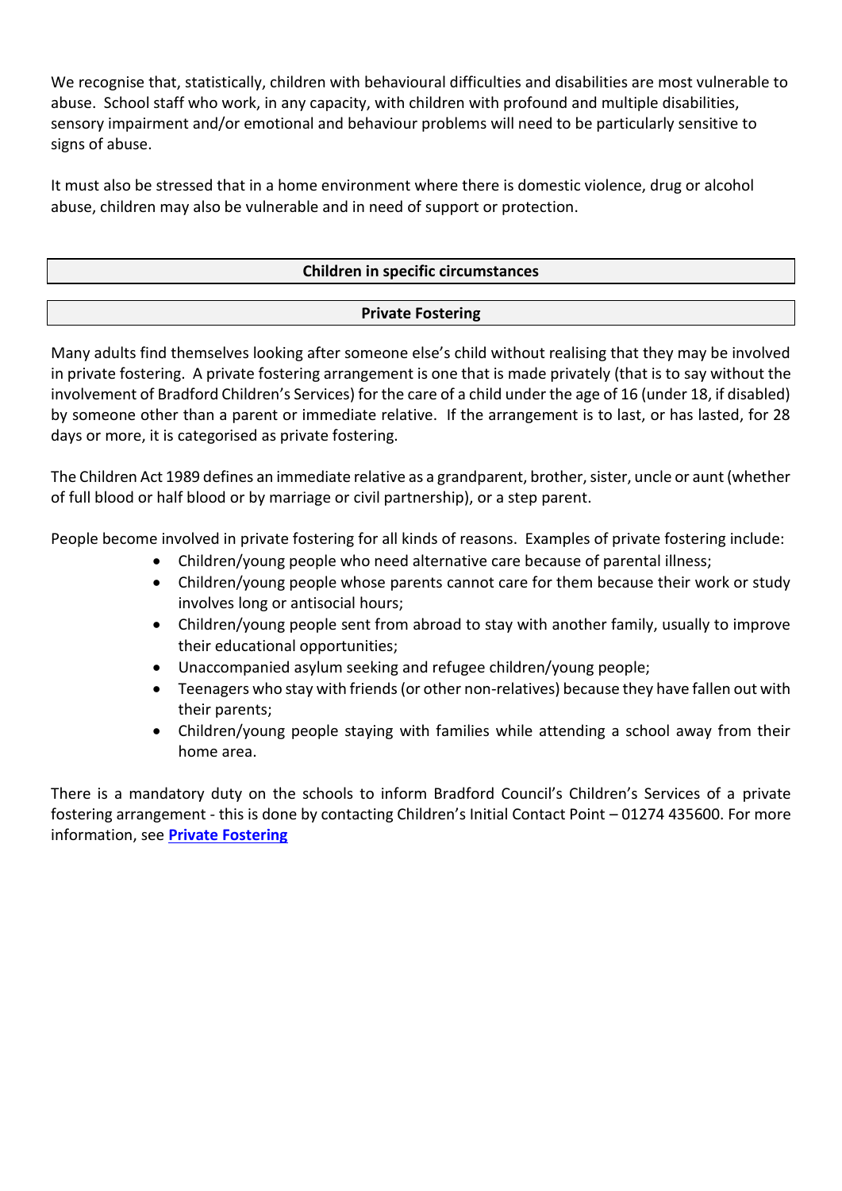We recognise that, statistically, children with behavioural difficulties and disabilities are most vulnerable to abuse. School staff who work, in any capacity, with children with profound and multiple disabilities, sensory impairment and/or emotional and behaviour problems will need to be particularly sensitive to signs of abuse.

It must also be stressed that in a home environment where there is domestic violence, drug or alcohol abuse, children may also be vulnerable and in need of support or protection.

## Children in specific circumstances

### Private Fostering

Many adults find themselves looking after someone else's child without realising that they may be involved in private fostering. A private fostering arrangement is one that is made privately (that is to say without the involvement of Bradford Children's Services) for the care of a child under the age of 16 (under 18, if disabled) by someone other than a parent or immediate relative. If the arrangement is to last, or has lasted, for 28 days or more, it is categorised as private fostering.

The Children Act 1989 defines an immediate relative as a grandparent, brother, sister, uncle or aunt (whether of full blood or half blood or by marriage or civil partnership), or a step parent.

People become involved in private fostering for all kinds of reasons. Examples of private fostering include:

- Children/young people who need alternative care because of parental illness;
- Children/young people whose parents cannot care for them because their work or study involves long or antisocial hours;
- Children/young people sent from abroad to stay with another family, usually to improve their educational opportunities;
- Unaccompanied asylum seeking and refugee children/young people;
- Teenagers who stay with friends (or other non-relatives) because they have fallen out with their parents;
- Children/young people staying with families while attending a school away from their home area.

There is a mandatory duty on the schools to inform Bradford Council's Children's Services of a private fostering arrangement - this is done by contacting Children's Initial Contact Point – 01274 435600. For more information, see **Private Fostering**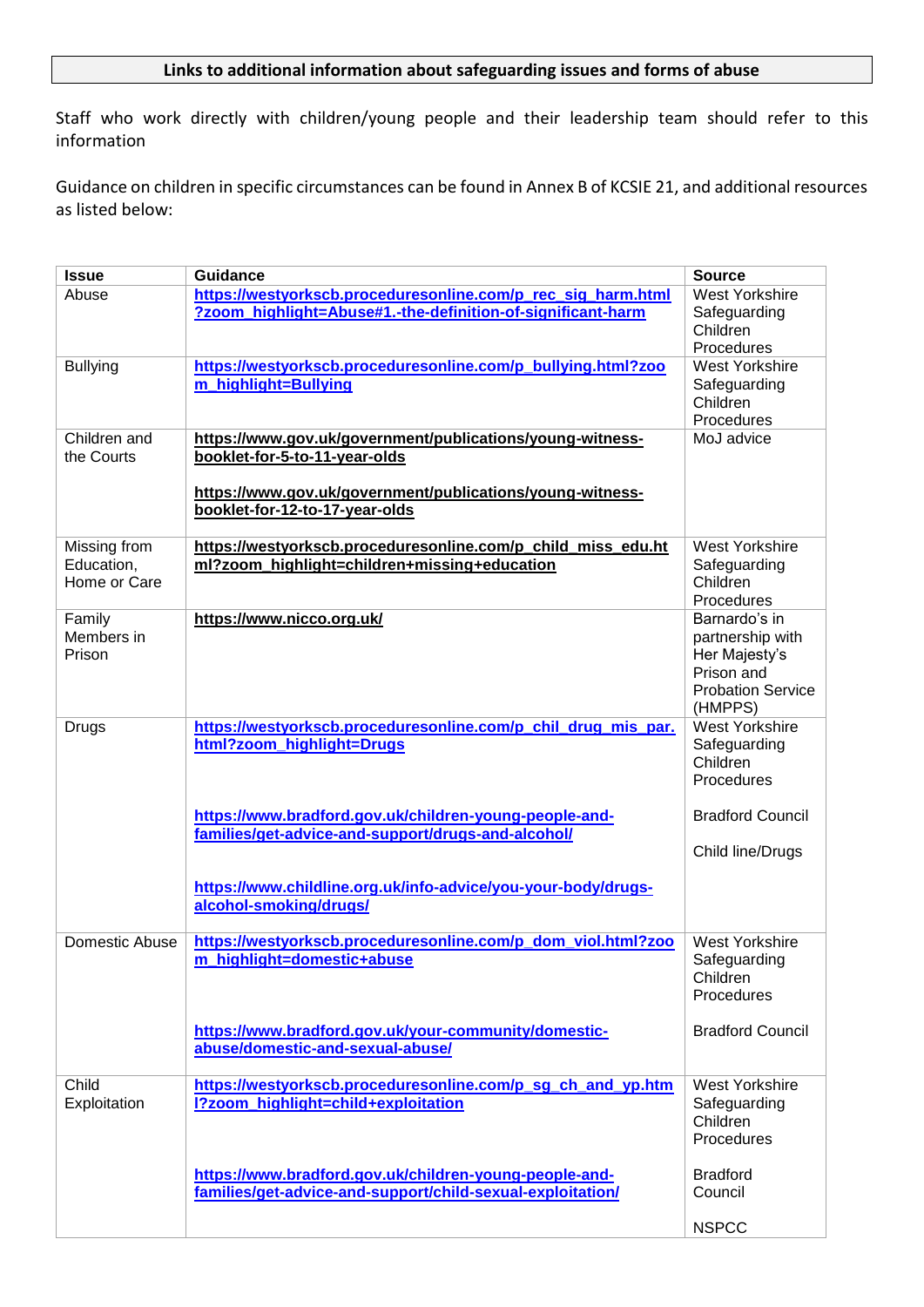**Links to additional information about safeguarding issues and forms of abuse**

Staff who work directly with children/young people and their leadership team should refer to this information

Guidance on children in specific circumstances can be found in Annex B of KCSIE 21, and additional resources as listed below:

| Issue | Guidance | Source |
|---|---|---|
| Abuse | https://westyorkscb.proceduresonline.com/p_rec_sig_harm.html?zoom_highlight=Abuse#1.-the-definition-of-significant-harm | West Yorkshire Safeguarding Children Procedures |
| Bullying | https://westyorkscb.proceduresonline.com/p_bullying.html?zoom_highlight=Bullying | West Yorkshire Safeguarding Children Procedures |
| Children and the Courts | https://www.gov.uk/government/publications/young-witness-booklet-for-5-to-11-year-olds<br><br>https://www.gov.uk/government/publications/young-witness-booklet-for-12-to-17-year-olds | MoJ advice |
| Missing from Education, Home or Care | https://westyorkscb.proceduresonline.com/p_child_miss_edu.html?zoom_highlight=children+missing+education | West Yorkshire Safeguarding Children Procedures |
| Family Members in Prison | https://www.nicco.org.uk/ | Barnardo's in partnership with Her Majesty's Prison and Probation Service (HMPPS) |
| Drugs | https://westyorkscb.proceduresonline.com/p_chil_drug_mis_par.html?zoom_highlight=Drugs<br><br>https://www.bradford.gov.uk/children-young-people-and-families/get-advice-and-support/drugs-and-alcohol/<br><br>https://www.childline.org.uk/info-advice/you-your-body/drugs-alcohol-smoking/drugs/ | West Yorkshire Safeguarding Children Procedures<br><br>Bradford Council<br><br>Child line/Drugs |
| Domestic Abuse | https://westyorkscb.proceduresonline.com/p_dom_viol.html?zoom_highlight=domestic+abuse<br><br>https://www.bradford.gov.uk/your-community/domestic-abuse/domestic-and-sexual-abuse/ | West Yorkshire Safeguarding Children Procedures<br><br>Bradford Council |
| Child Exploitation | https://westyorkscb.proceduresonline.com/p_sg_ch_and_yp.html?zoom_highlight=child+exploitation<br><br>https://www.bradford.gov.uk/children-young-people-and-families/get-advice-and-support/child-sexual-exploitation/ | West Yorkshire Safeguarding Children Procedures<br><br>Bradford Council<br><br>NSPCC |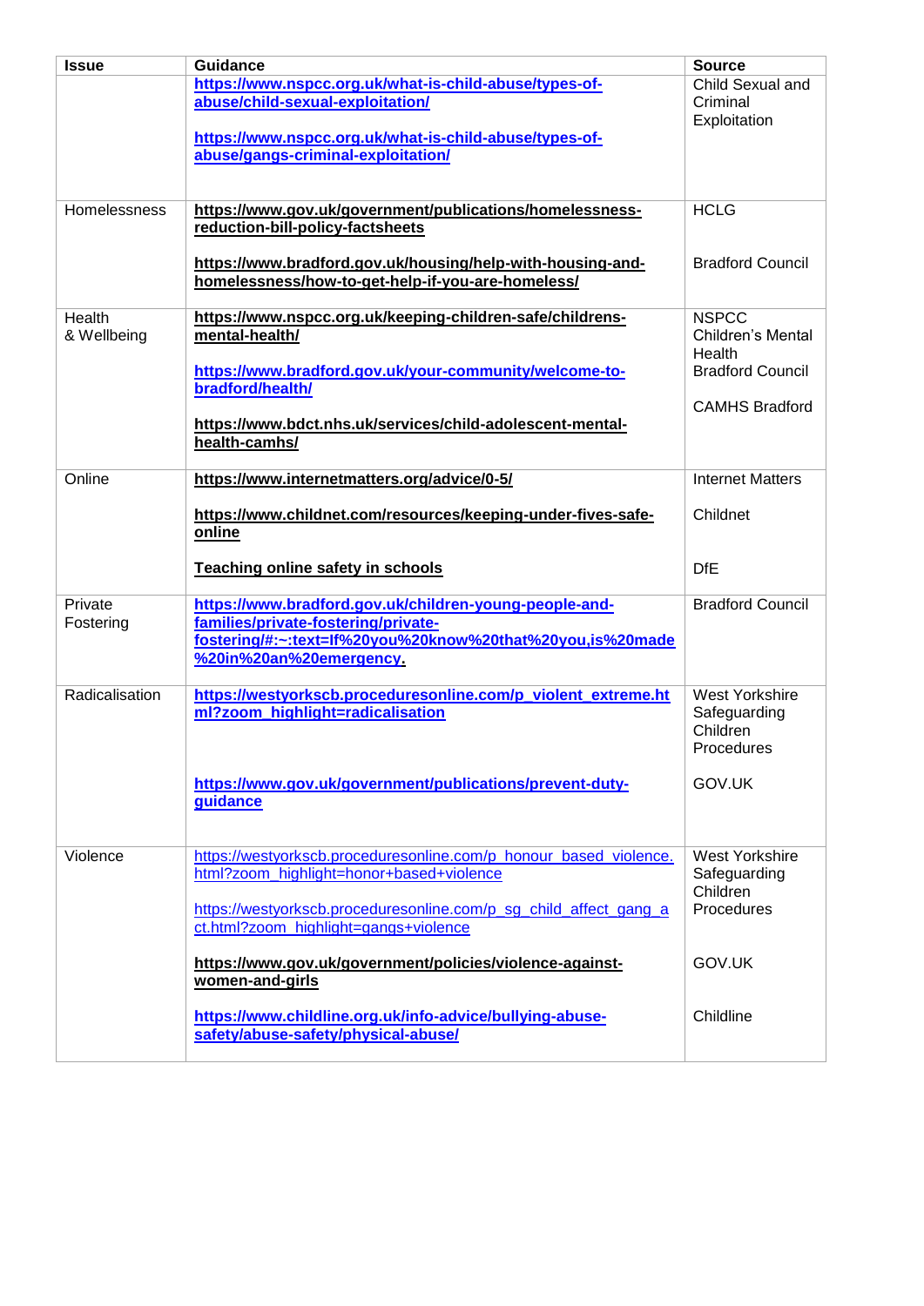| Issue | Guidance | Source |
|---|---|---|
| | https://www.nspcc.org.uk/what-is-child-abuse/types-of-abuse/child-sexual-exploitation/<br><br>https://www.nspcc.org.uk/what-is-child-abuse/types-of-abuse/gangs-criminal-exploitation/ | Child Sexual and Criminal Exploitation |
| Homelessness | https://www.gov.uk/government/publications/homelessness-reduction-bill-policy-factsheets<br><br>https://www.bradford.gov.uk/housing/help-with-housing-and-homelessness/how-to-get-help-if-you-are-homeless/ | HCLG<br><br>Bradford Council |
| Health & Wellbeing | https://www.nspcc.org.uk/keeping-children-safe/childrens-mental-health/<br><br>https://www.bradford.gov.uk/your-community/welcome-to-bradford/health/<br><br>https://www.bdct.nhs.uk/services/child-adolescent-mental-health-camhs/ | NSPCC Children's Mental Health<br>Bradford Council<br><br>CAMHS Bradford |
| Online | https://www.internetmatters.org/advice/0-5/<br><br>https://www.childnet.com/resources/keeping-under-fives-safe-online<br><br>Teaching online safety in schools | Internet Matters<br><br>Childnet<br><br>DfE |
| Private Fostering | https://www.bradford.gov.uk/children-young-people-and-families/private-fostering/private-fostering/#:~:text=If%20you%20know%20that%20you,is%20made%20in%20an%20emergency. | Bradford Council |
| Radicalisation | https://westyorkscb.proceduresonline.com/p_violent_extreme.html?zoom_highlight=radicalisation<br><br>https://www.gov.uk/government/publications/prevent-duty-guidance | West Yorkshire Safeguarding Children Procedures<br><br>GOV.UK |
| Violence | https://westyorkscb.proceduresonline.com/p_honour_based_violence.html?zoom_highlight=honor+based+violence<br><br>https://westyorkscb.proceduresonline.com/p_sg_child_affect_gang_act.html?zoom_highlight=gangs+violence<br><br>https://www.gov.uk/government/policies/violence-against-women-and-girls<br><br>https://www.childline.org.uk/info-advice/bullying-abuse-safety/abuse-safety/physical-abuse/ | West Yorkshire Safeguarding Children Procedures<br><br>GOV.UK<br><br>Childline |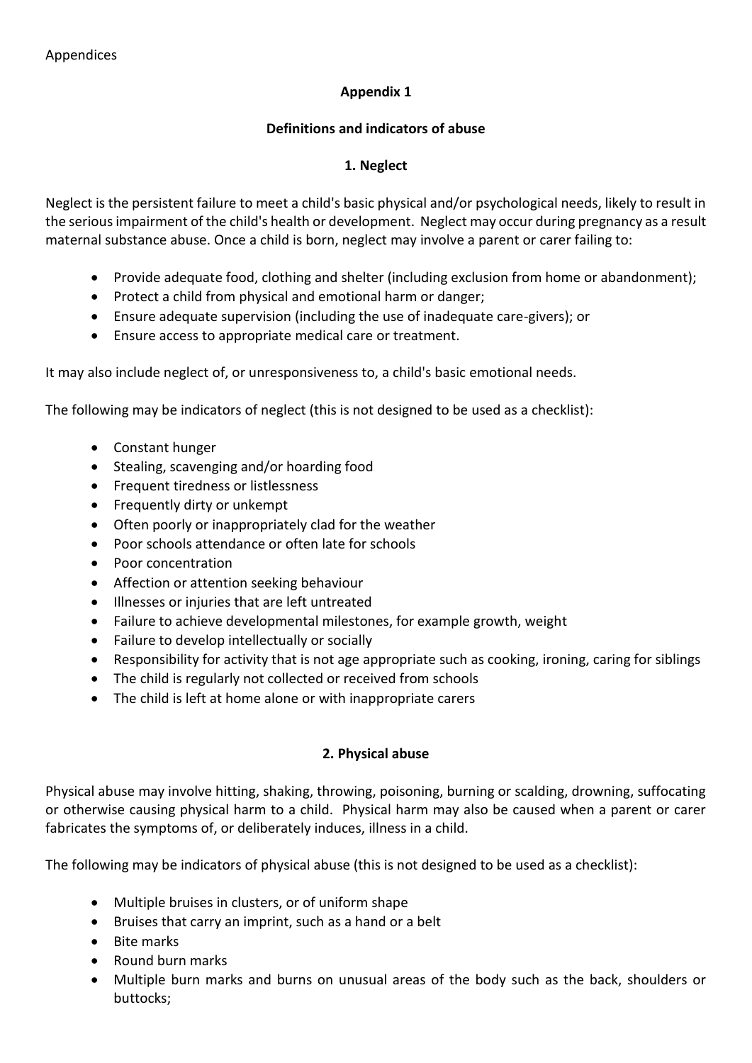Appendices

## Appendix 1

### Definitions and indicators of abuse

#### 1. Neglect

Neglect is the persistent failure to meet a child's basic physical and/or psychological needs, likely to result in the serious impairment of the child's health or development. Neglect may occur during pregnancy as a result maternal substance abuse. Once a child is born, neglect may involve a parent or carer failing to:

- Provide adequate food, clothing and shelter (including exclusion from home or abandonment);
- Protect a child from physical and emotional harm or danger;
- Ensure adequate supervision (including the use of inadequate care-givers); or
- Ensure access to appropriate medical care or treatment.

It may also include neglect of, or unresponsiveness to, a child's basic emotional needs.

The following may be indicators of neglect (this is not designed to be used as a checklist):

- Constant hunger
- Stealing, scavenging and/or hoarding food
- Frequent tiredness or listlessness
- Frequently dirty or unkempt
- Often poorly or inappropriately clad for the weather
- Poor schools attendance or often late for schools
- Poor concentration
- Affection or attention seeking behaviour
- Illnesses or injuries that are left untreated
- Failure to achieve developmental milestones, for example growth, weight
- Failure to develop intellectually or socially
- Responsibility for activity that is not age appropriate such as cooking, ironing, caring for siblings
- The child is regularly not collected or received from schools
- The child is left at home alone or with inappropriate carers

#### 2. Physical abuse

Physical abuse may involve hitting, shaking, throwing, poisoning, burning or scalding, drowning, suffocating or otherwise causing physical harm to a child. Physical harm may also be caused when a parent or carer fabricates the symptoms of, or deliberately induces, illness in a child.

The following may be indicators of physical abuse (this is not designed to be used as a checklist):

- Multiple bruises in clusters, or of uniform shape
- Bruises that carry an imprint, such as a hand or a belt
- Bite marks
- Round burn marks
- Multiple burn marks and burns on unusual areas of the body such as the back, shoulders or buttocks;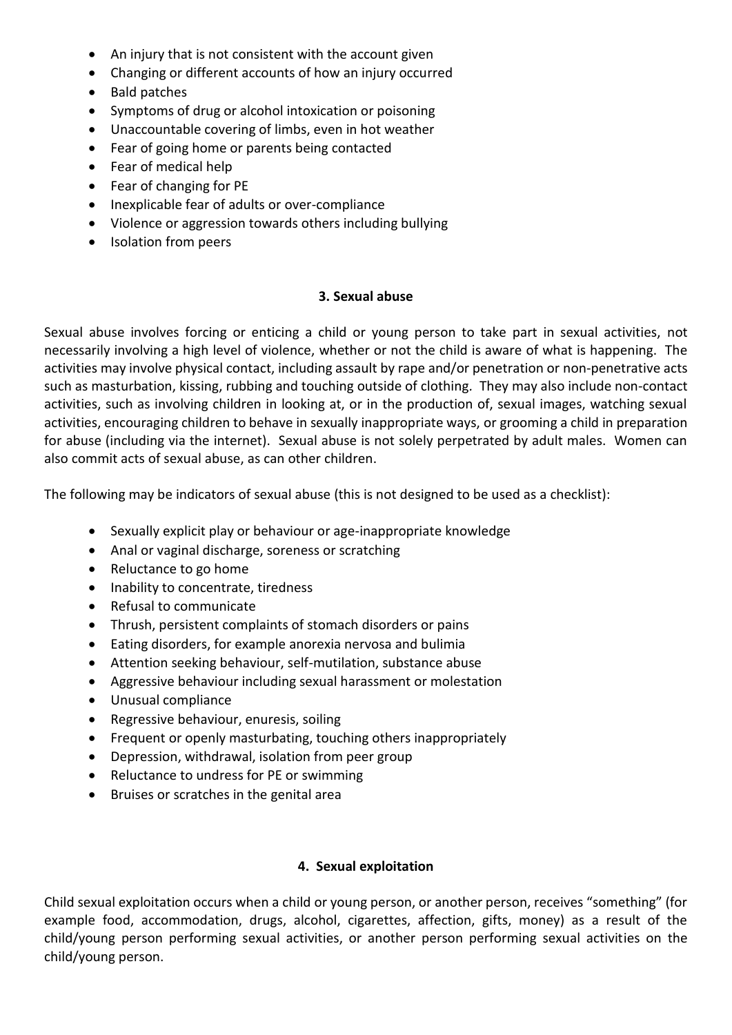- An injury that is not consistent with the account given
- Changing or different accounts of how an injury occurred
- Bald patches
- Symptoms of drug or alcohol intoxication or poisoning
- Unaccountable covering of limbs, even in hot weather
- Fear of going home or parents being contacted
- Fear of medical help
- Fear of changing for PE
- Inexplicable fear of adults or over-compliance
- Violence or aggression towards others including bullying
- Isolation from peers

### 3. Sexual abuse

Sexual abuse involves forcing or enticing a child or young person to take part in sexual activities, not necessarily involving a high level of violence, whether or not the child is aware of what is happening. The activities may involve physical contact, including assault by rape and/or penetration or non-penetrative acts such as masturbation, kissing, rubbing and touching outside of clothing. They may also include non-contact activities, such as involving children in looking at, or in the production of, sexual images, watching sexual activities, encouraging children to behave in sexually inappropriate ways, or grooming a child in preparation for abuse (including via the internet). Sexual abuse is not solely perpetrated by adult males. Women can also commit acts of sexual abuse, as can other children.

The following may be indicators of sexual abuse (this is not designed to be used as a checklist):

- Sexually explicit play or behaviour or age-inappropriate knowledge
- Anal or vaginal discharge, soreness or scratching
- Reluctance to go home
- Inability to concentrate, tiredness
- Refusal to communicate
- Thrush, persistent complaints of stomach disorders or pains
- Eating disorders, for example anorexia nervosa and bulimia
- Attention seeking behaviour, self-mutilation, substance abuse
- Aggressive behaviour including sexual harassment or molestation
- Unusual compliance
- Regressive behaviour, enuresis, soiling
- Frequent or openly masturbating, touching others inappropriately
- Depression, withdrawal, isolation from peer group
- Reluctance to undress for PE or swimming
- Bruises or scratches in the genital area

### 4. Sexual exploitation

Child sexual exploitation occurs when a child or young person, or another person, receives "something" (for example food, accommodation, drugs, alcohol, cigarettes, affection, gifts, money) as a result of the child/young person performing sexual activities, or another person performing sexual activities on the child/young person.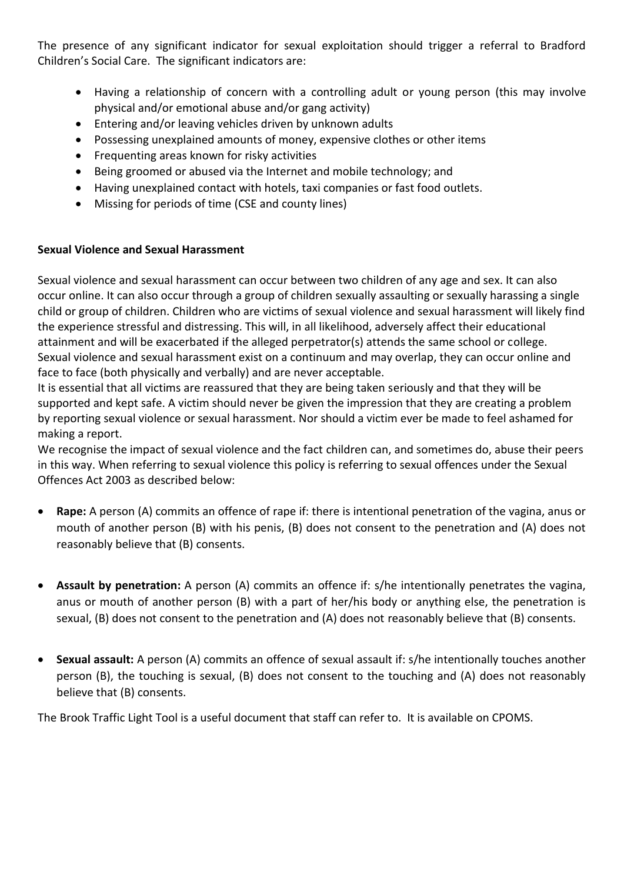The presence of any significant indicator for sexual exploitation should trigger a referral to Bradford Children's Social Care. The significant indicators are:

- Having a relationship of concern with a controlling adult or young person (this may involve physical and/or emotional abuse and/or gang activity)
- Entering and/or leaving vehicles driven by unknown adults
- Possessing unexplained amounts of money, expensive clothes or other items
- Frequenting areas known for risky activities
- Being groomed or abused via the Internet and mobile technology; and
- Having unexplained contact with hotels, taxi companies or fast food outlets.
- Missing for periods of time (CSE and county lines)

**Sexual Violence and Sexual Harassment**

Sexual violence and sexual harassment can occur between two children of any age and sex. It can also occur online. It can also occur through a group of children sexually assaulting or sexually harassing a single child or group of children. Children who are victims of sexual violence and sexual harassment will likely find the experience stressful and distressing. This will, in all likelihood, adversely affect their educational attainment and will be exacerbated if the alleged perpetrator(s) attends the same school or college. Sexual violence and sexual harassment exist on a continuum and may overlap, they can occur online and face to face (both physically and verbally) and are never acceptable.

It is essential that all victims are reassured that they are being taken seriously and that they will be supported and kept safe. A victim should never be given the impression that they are creating a problem by reporting sexual violence or sexual harassment. Nor should a victim ever be made to feel ashamed for making a report.

We recognise the impact of sexual violence and the fact children can, and sometimes do, abuse their peers in this way. When referring to sexual violence this policy is referring to sexual offences under the Sexual Offences Act 2003 as described below:

- **Rape:** A person (A) commits an offence of rape if: there is intentional penetration of the vagina, anus or mouth of another person (B) with his penis, (B) does not consent to the penetration and (A) does not reasonably believe that (B) consents.

- **Assault by penetration:** A person (A) commits an offence if: s/he intentionally penetrates the vagina, anus or mouth of another person (B) with a part of her/his body or anything else, the penetration is sexual, (B) does not consent to the penetration and (A) does not reasonably believe that (B) consents.

- **Sexual assault:** A person (A) commits an offence of sexual assault if: s/he intentionally touches another person (B), the touching is sexual, (B) does not consent to the touching and (A) does not reasonably believe that (B) consents.

The Brook Traffic Light Tool is a useful document that staff can refer to. It is available on CPOMS.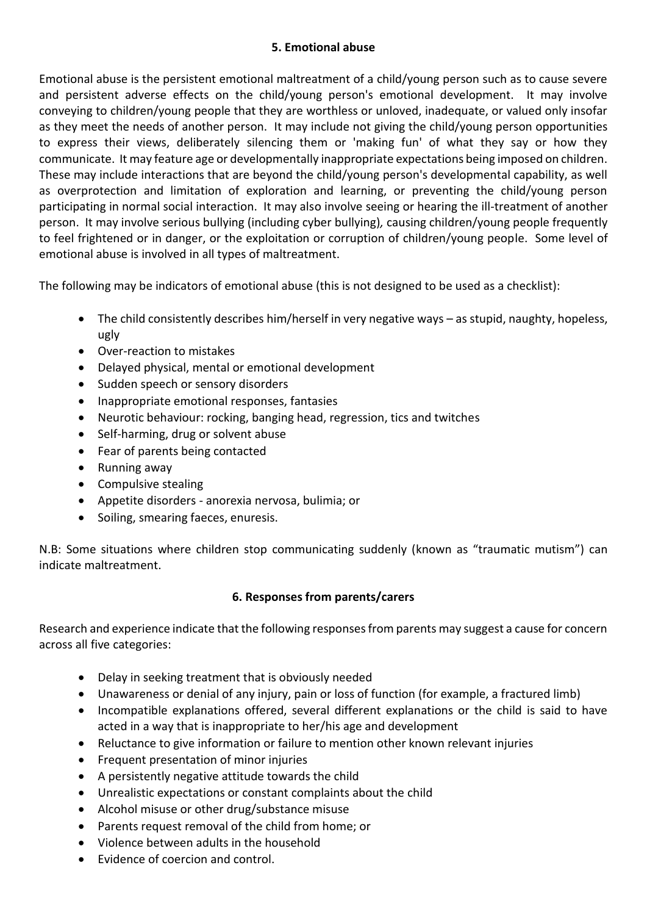## 5. Emotional abuse

Emotional abuse is the persistent emotional maltreatment of a child/young person such as to cause severe and persistent adverse effects on the child/young person's emotional development. It may involve conveying to children/young people that they are worthless or unloved, inadequate, or valued only insofar as they meet the needs of another person. It may include not giving the child/young person opportunities to express their views, deliberately silencing them or 'making fun' of what they say or how they communicate. It may feature age or developmentally inappropriate expectations being imposed on children. These may include interactions that are beyond the child/young person's developmental capability, as well as overprotection and limitation of exploration and learning, or preventing the child/young person participating in normal social interaction. It may also involve seeing or hearing the ill-treatment of another person. It may involve serious bullying (including cyber bullying), causing children/young people frequently to feel frightened or in danger, or the exploitation or corruption of children/young people. Some level of emotional abuse is involved in all types of maltreatment.

The following may be indicators of emotional abuse (this is not designed to be used as a checklist):

- The child consistently describes him/herself in very negative ways – as stupid, naughty, hopeless, ugly
- Over-reaction to mistakes
- Delayed physical, mental or emotional development
- Sudden speech or sensory disorders
- Inappropriate emotional responses, fantasies
- Neurotic behaviour: rocking, banging head, regression, tics and twitches
- Self-harming, drug or solvent abuse
- Fear of parents being contacted
- Running away
- Compulsive stealing
- Appetite disorders - anorexia nervosa, bulimia; or
- Soiling, smearing faeces, enuresis.

N.B: Some situations where children stop communicating suddenly (known as "traumatic mutism") can indicate maltreatment.

## 6. Responses from parents/carers

Research and experience indicate that the following responses from parents may suggest a cause for concern across all five categories:

- Delay in seeking treatment that is obviously needed
- Unawareness or denial of any injury, pain or loss of function (for example, a fractured limb)
- Incompatible explanations offered, several different explanations or the child is said to have acted in a way that is inappropriate to her/his age and development
- Reluctance to give information or failure to mention other known relevant injuries
- Frequent presentation of minor injuries
- A persistently negative attitude towards the child
- Unrealistic expectations or constant complaints about the child
- Alcohol misuse or other drug/substance misuse
- Parents request removal of the child from home; or
- Violence between adults in the household
- Evidence of coercion and control.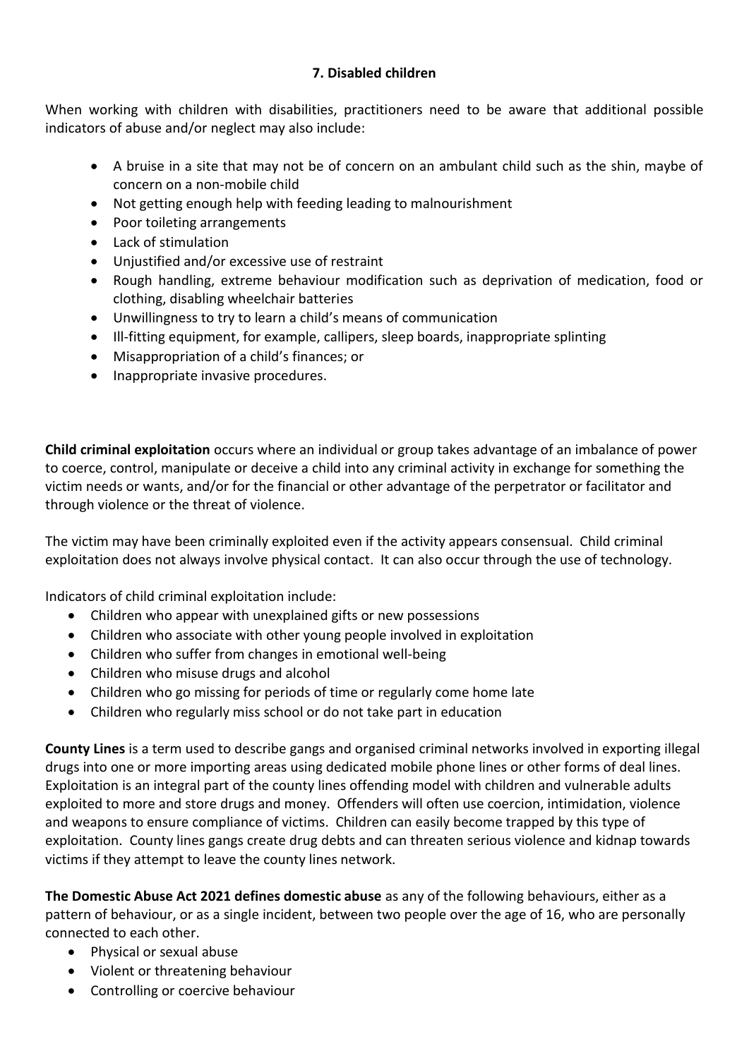### 7. Disabled children

When working with children with disabilities, practitioners need to be aware that additional possible indicators of abuse and/or neglect may also include:

- A bruise in a site that may not be of concern on an ambulant child such as the shin, maybe of concern on a non-mobile child
- Not getting enough help with feeding leading to malnourishment
- Poor toileting arrangements
- Lack of stimulation
- Unjustified and/or excessive use of restraint
- Rough handling, extreme behaviour modification such as deprivation of medication, food or clothing, disabling wheelchair batteries
- Unwillingness to try to learn a child's means of communication
- Ill-fitting equipment, for example, callipers, sleep boards, inappropriate splinting
- Misappropriation of a child's finances; or
- Inappropriate invasive procedures.

**Child criminal exploitation** occurs where an individual or group takes advantage of an imbalance of power to coerce, control, manipulate or deceive a child into any criminal activity in exchange for something the victim needs or wants, and/or for the financial or other advantage of the perpetrator or facilitator and through violence or the threat of violence.

The victim may have been criminally exploited even if the activity appears consensual. Child criminal exploitation does not always involve physical contact. It can also occur through the use of technology.

Indicators of child criminal exploitation include:

- Children who appear with unexplained gifts or new possessions
- Children who associate with other young people involved in exploitation
- Children who suffer from changes in emotional well-being
- Children who misuse drugs and alcohol
- Children who go missing for periods of time or regularly come home late
- Children who regularly miss school or do not take part in education

**County Lines** is a term used to describe gangs and organised criminal networks involved in exporting illegal drugs into one or more importing areas using dedicated mobile phone lines or other forms of deal lines. Exploitation is an integral part of the county lines offending model with children and vulnerable adults exploited to more and store drugs and money. Offenders will often use coercion, intimidation, violence and weapons to ensure compliance of victims. Children can easily become trapped by this type of exploitation. County lines gangs create drug debts and can threaten serious violence and kidnap towards victims if they attempt to leave the county lines network.

**The Domestic Abuse Act 2021 defines domestic abuse** as any of the following behaviours, either as a pattern of behaviour, or as a single incident, between two people over the age of 16, who are personally connected to each other.

- Physical or sexual abuse
- Violent or threatening behaviour
- Controlling or coercive behaviour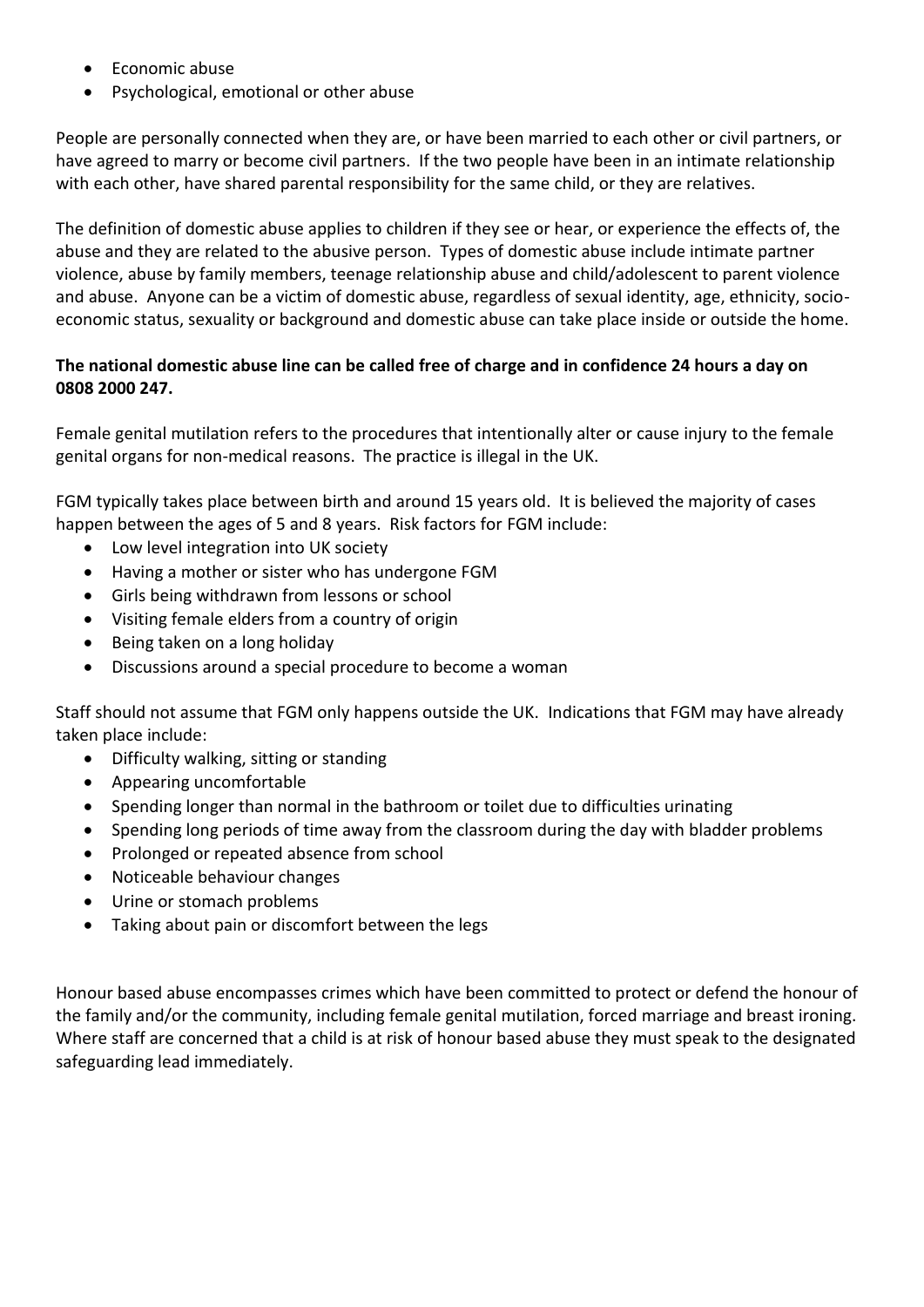- Economic abuse
- Psychological, emotional or other abuse

People are personally connected when they are, or have been married to each other or civil partners, or have agreed to marry or become civil partners. If the two people have been in an intimate relationship with each other, have shared parental responsibility for the same child, or they are relatives.

The definition of domestic abuse applies to children if they see or hear, or experience the effects of, the abuse and they are related to the abusive person. Types of domestic abuse include intimate partner violence, abuse by family members, teenage relationship abuse and child/adolescent to parent violence and abuse. Anyone can be a victim of domestic abuse, regardless of sexual identity, age, ethnicity, socio-economic status, sexuality or background and domestic abuse can take place inside or outside the home.

**The national domestic abuse line can be called free of charge and in confidence 24 hours a day on 0808 2000 247.**

Female genital mutilation refers to the procedures that intentionally alter or cause injury to the female genital organs for non-medical reasons. The practice is illegal in the UK.

FGM typically takes place between birth and around 15 years old. It is believed the majority of cases happen between the ages of 5 and 8 years. Risk factors for FGM include:

- Low level integration into UK society
- Having a mother or sister who has undergone FGM
- Girls being withdrawn from lessons or school
- Visiting female elders from a country of origin
- Being taken on a long holiday
- Discussions around a special procedure to become a woman

Staff should not assume that FGM only happens outside the UK. Indications that FGM may have already taken place include:

- Difficulty walking, sitting or standing
- Appearing uncomfortable
- Spending longer than normal in the bathroom or toilet due to difficulties urinating
- Spending long periods of time away from the classroom during the day with bladder problems
- Prolonged or repeated absence from school
- Noticeable behaviour changes
- Urine or stomach problems
- Taking about pain or discomfort between the legs

Honour based abuse encompasses crimes which have been committed to protect or defend the honour of the family and/or the community, including female genital mutilation, forced marriage and breast ironing. Where staff are concerned that a child is at risk of honour based abuse they must speak to the designated safeguarding lead immediately.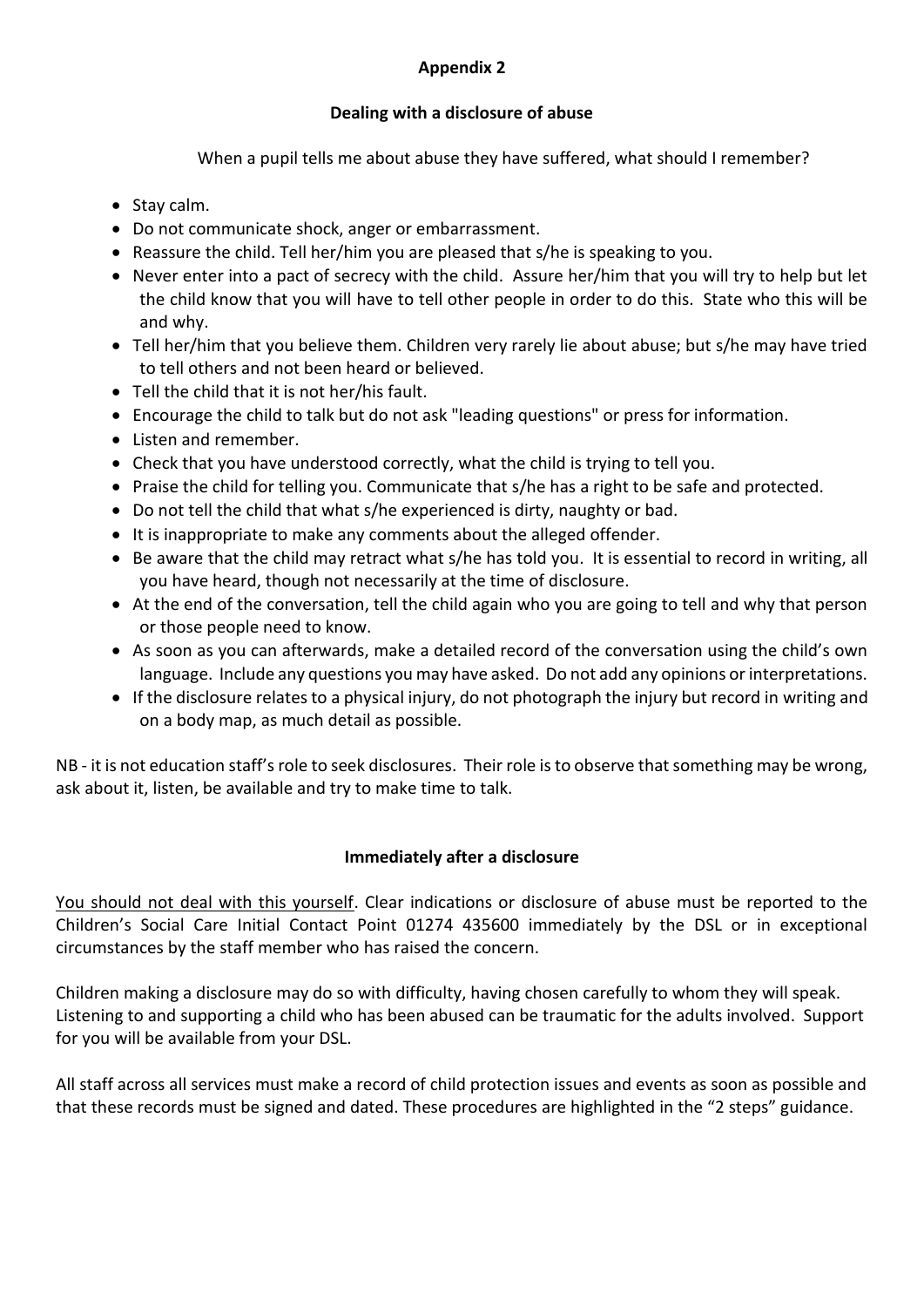## Appendix 2

### Dealing with a disclosure of abuse

When a pupil tells me about abuse they have suffered, what should I remember?

- Stay calm.
- Do not communicate shock, anger or embarrassment.
- Reassure the child. Tell her/him you are pleased that s/he is speaking to you.
- Never enter into a pact of secrecy with the child. Assure her/him that you will try to help but let the child know that you will have to tell other people in order to do this. State who this will be and why.
- Tell her/him that you believe them. Children very rarely lie about abuse; but s/he may have tried to tell others and not been heard or believed.
- Tell the child that it is not her/his fault.
- Encourage the child to talk but do not ask "leading questions" or press for information.
- Listen and remember.
- Check that you have understood correctly, what the child is trying to tell you.
- Praise the child for telling you. Communicate that s/he has a right to be safe and protected.
- Do not tell the child that what s/he experienced is dirty, naughty or bad.
- It is inappropriate to make any comments about the alleged offender.
- Be aware that the child may retract what s/he has told you. It is essential to record in writing, all you have heard, though not necessarily at the time of disclosure.
- At the end of the conversation, tell the child again who you are going to tell and why that person or those people need to know.
- As soon as you can afterwards, make a detailed record of the conversation using the child's own language. Include any questions you may have asked. Do not add any opinions or interpretations.
- If the disclosure relates to a physical injury, do not photograph the injury but record in writing and on a body map, as much detail as possible.

NB - it is not education staff's role to seek disclosures. Their role is to observe that something may be wrong, ask about it, listen, be available and try to make time to talk.

### Immediately after a disclosure

<u>You should not deal with this yourself</u>. Clear indications or disclosure of abuse must be reported to the Children's Social Care Initial Contact Point 01274 435600 immediately by the DSL or in exceptional circumstances by the staff member who has raised the concern.

Children making a disclosure may do so with difficulty, having chosen carefully to whom they will speak. Listening to and supporting a child who has been abused can be traumatic for the adults involved. Support for you will be available from your DSL.

All staff across all services must make a record of child protection issues and events as soon as possible and that these records must be signed and dated. These procedures are highlighted in the "2 steps" guidance.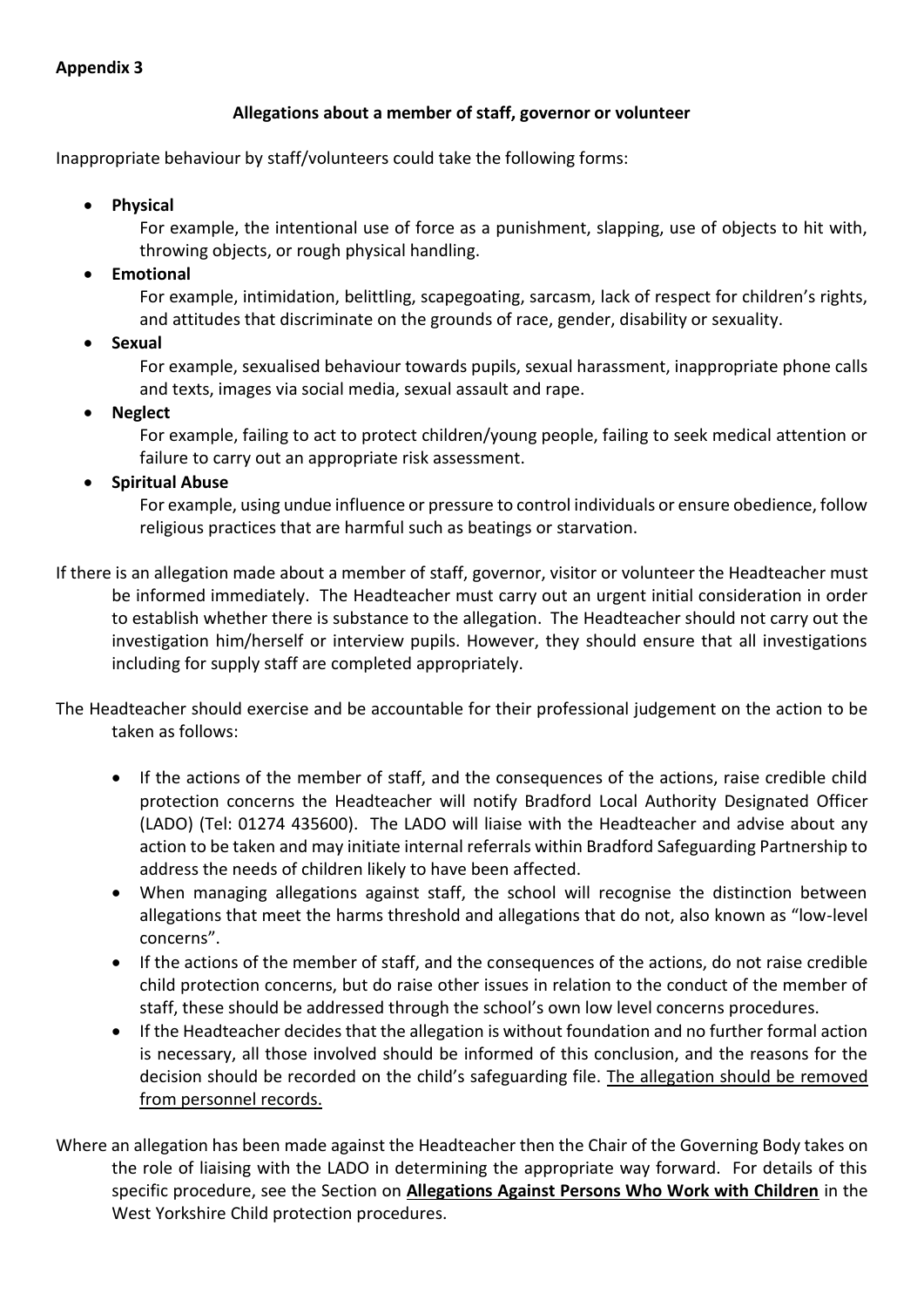**Appendix 3**

## Allegations about a member of staff, governor or volunteer

Inappropriate behaviour by staff/volunteers could take the following forms:

- **Physical**
  For example, the intentional use of force as a punishment, slapping, use of objects to hit with, throwing objects, or rough physical handling.
- **Emotional**
  For example, intimidation, belittling, scapegoating, sarcasm, lack of respect for children's rights, and attitudes that discriminate on the grounds of race, gender, disability or sexuality.
- **Sexual**
  For example, sexualised behaviour towards pupils, sexual harassment, inappropriate phone calls and texts, images via social media, sexual assault and rape.
- **Neglect**
  For example, failing to act to protect children/young people, failing to seek medical attention or failure to carry out an appropriate risk assessment.
- **Spiritual Abuse**
  For example, using undue influence or pressure to control individuals or ensure obedience, follow religious practices that are harmful such as beatings or starvation.

If there is an allegation made about a member of staff, governor, visitor or volunteer the Headteacher must be informed immediately. The Headteacher must carry out an urgent initial consideration in order to establish whether there is substance to the allegation. The Headteacher should not carry out the investigation him/herself or interview pupils. However, they should ensure that all investigations including for supply staff are completed appropriately.

The Headteacher should exercise and be accountable for their professional judgement on the action to be taken as follows:

- If the actions of the member of staff, and the consequences of the actions, raise credible child protection concerns the Headteacher will notify Bradford Local Authority Designated Officer (LADO) (Tel: 01274 435600). The LADO will liaise with the Headteacher and advise about any action to be taken and may initiate internal referrals within Bradford Safeguarding Partnership to address the needs of children likely to have been affected.
- When managing allegations against staff, the school will recognise the distinction between allegations that meet the harms threshold and allegations that do not, also known as "low-level concerns".
- If the actions of the member of staff, and the consequences of the actions, do not raise credible child protection concerns, but do raise other issues in relation to the conduct of the member of staff, these should be addressed through the school's own low level concerns procedures.
- If the Headteacher decides that the allegation is without foundation and no further formal action is necessary, all those involved should be informed of this conclusion, and the reasons for the decision should be recorded on the child's safeguarding file. <u>The allegation should be removed from personnel records.</u>

Where an allegation has been made against the Headteacher then the Chair of the Governing Body takes on the role of liaising with the LADO in determining the appropriate way forward. For details of this specific procedure, see the Section on **<u>Allegations Against Persons Who Work with Children</u>** in the West Yorkshire Child protection procedures.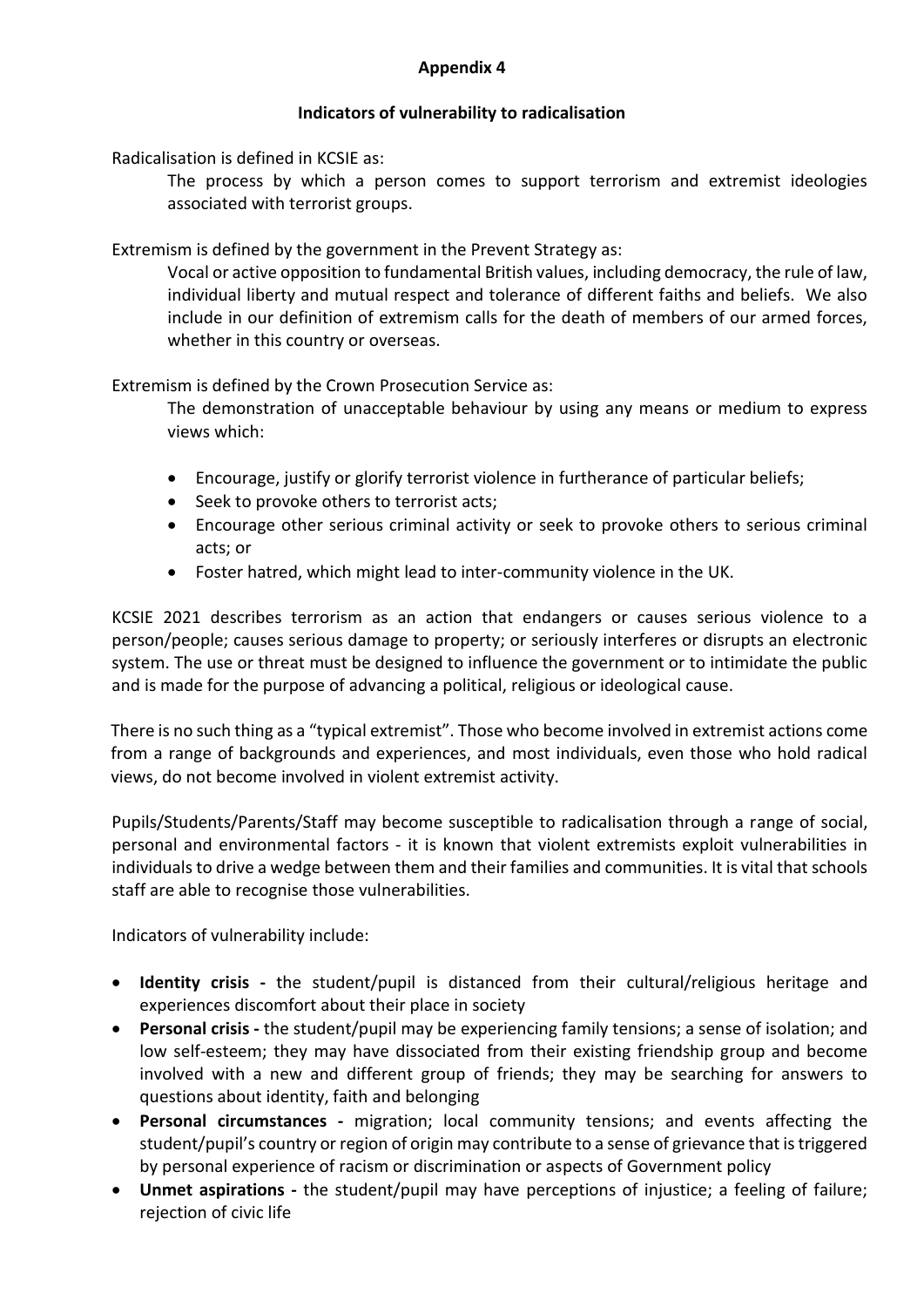## Appendix 4

### Indicators of vulnerability to radicalisation

Radicalisation is defined in KCSIE as:

> The process by which a person comes to support terrorism and extremist ideologies associated with terrorist groups.

Extremism is defined by the government in the Prevent Strategy as:

> Vocal or active opposition to fundamental British values, including democracy, the rule of law, individual liberty and mutual respect and tolerance of different faiths and beliefs. We also include in our definition of extremism calls for the death of members of our armed forces, whether in this country or overseas.

Extremism is defined by the Crown Prosecution Service as:

> The demonstration of unacceptable behaviour by using any means or medium to express views which:
>
> - Encourage, justify or glorify terrorist violence in furtherance of particular beliefs;
> - Seek to provoke others to terrorist acts;
> - Encourage other serious criminal activity or seek to provoke others to serious criminal acts; or
> - Foster hatred, which might lead to inter-community violence in the UK.

KCSIE 2021 describes terrorism as an action that endangers or causes serious violence to a person/people; causes serious damage to property; or seriously interferes or disrupts an electronic system. The use or threat must be designed to influence the government or to intimidate the public and is made for the purpose of advancing a political, religious or ideological cause.

There is no such thing as a "typical extremist". Those who become involved in extremist actions come from a range of backgrounds and experiences, and most individuals, even those who hold radical views, do not become involved in violent extremist activity.

Pupils/Students/Parents/Staff may become susceptible to radicalisation through a range of social, personal and environmental factors - it is known that violent extremists exploit vulnerabilities in individuals to drive a wedge between them and their families and communities. It is vital that schools staff are able to recognise those vulnerabilities.

Indicators of vulnerability include:

- **Identity crisis -** the student/pupil is distanced from their cultural/religious heritage and experiences discomfort about their place in society
- **Personal crisis -** the student/pupil may be experiencing family tensions; a sense of isolation; and low self-esteem; they may have dissociated from their existing friendship group and become involved with a new and different group of friends; they may be searching for answers to questions about identity, faith and belonging
- **Personal circumstances -** migration; local community tensions; and events affecting the student/pupil's country or region of origin may contribute to a sense of grievance that is triggered by personal experience of racism or discrimination or aspects of Government policy
- **Unmet aspirations -** the student/pupil may have perceptions of injustice; a feeling of failure; rejection of civic life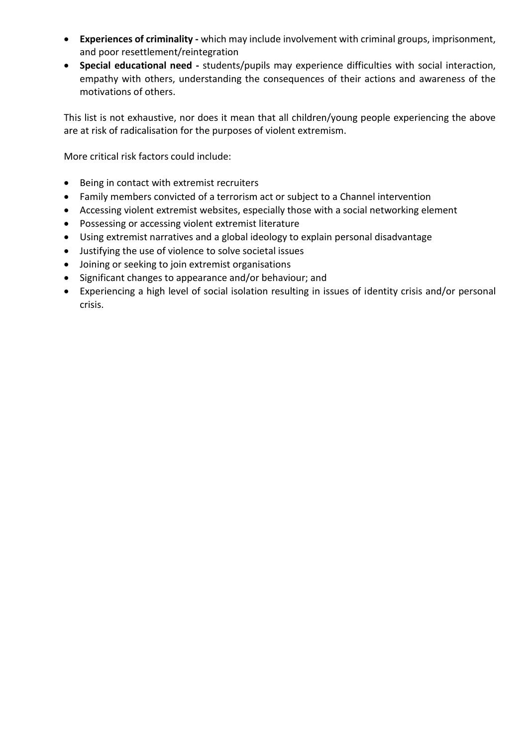- **Experiences of criminality -** which may include involvement with criminal groups, imprisonment, and poor resettlement/reintegration
- **Special educational need -** students/pupils may experience difficulties with social interaction, empathy with others, understanding the consequences of their actions and awareness of the motivations of others.

This list is not exhaustive, nor does it mean that all children/young people experiencing the above are at risk of radicalisation for the purposes of violent extremism.

More critical risk factors could include:

- Being in contact with extremist recruiters
- Family members convicted of a terrorism act or subject to a Channel intervention
- Accessing violent extremist websites, especially those with a social networking element
- Possessing or accessing violent extremist literature
- Using extremist narratives and a global ideology to explain personal disadvantage
- Justifying the use of violence to solve societal issues
- Joining or seeking to join extremist organisations
- Significant changes to appearance and/or behaviour; and
- Experiencing a high level of social isolation resulting in issues of identity crisis and/or personal crisis.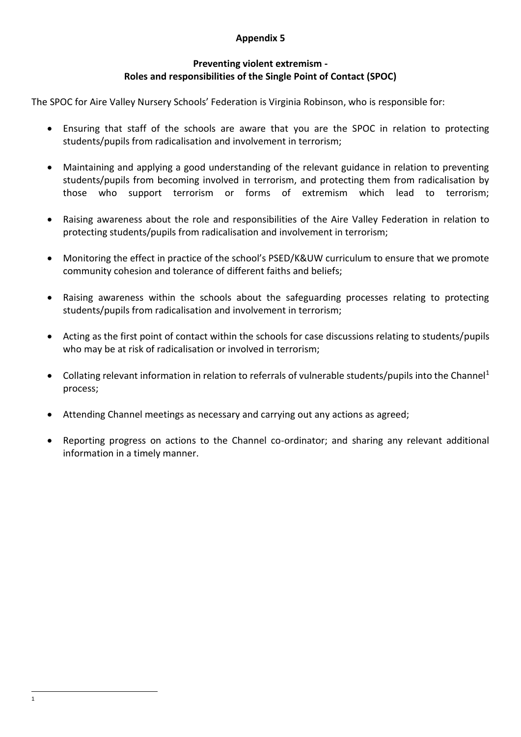**Appendix 5**

**Preventing violent extremism -**
**Roles and responsibilities of the Single Point of Contact (SPOC)**

The SPOC for Aire Valley Nursery Schools' Federation is Virginia Robinson, who is responsible for:

- Ensuring that staff of the schools are aware that you are the SPOC in relation to protecting students/pupils from radicalisation and involvement in terrorism;

- Maintaining and applying a good understanding of the relevant guidance in relation to preventing students/pupils from becoming involved in terrorism, and protecting them from radicalisation by those who support terrorism or forms of extremism which lead to terrorism;

- Raising awareness about the role and responsibilities of the Aire Valley Federation in relation to protecting students/pupils from radicalisation and involvement in terrorism;

- Monitoring the effect in practice of the school's PSED/K&UW curriculum to ensure that we promote community cohesion and tolerance of different faiths and beliefs;

- Raising awareness within the schools about the safeguarding processes relating to protecting students/pupils from radicalisation and involvement in terrorism;

- Acting as the first point of contact within the schools for case discussions relating to students/pupils who may be at risk of radicalisation or involved in terrorism;

- Collating relevant information in relation to referrals of vulnerable students/pupils into the Channel[1] process;

- Attending Channel meetings as necessary and carrying out any actions as agreed;

- Reporting progress on actions to the Channel co-ordinator; and sharing any relevant additional information in a timely manner.

---

[1]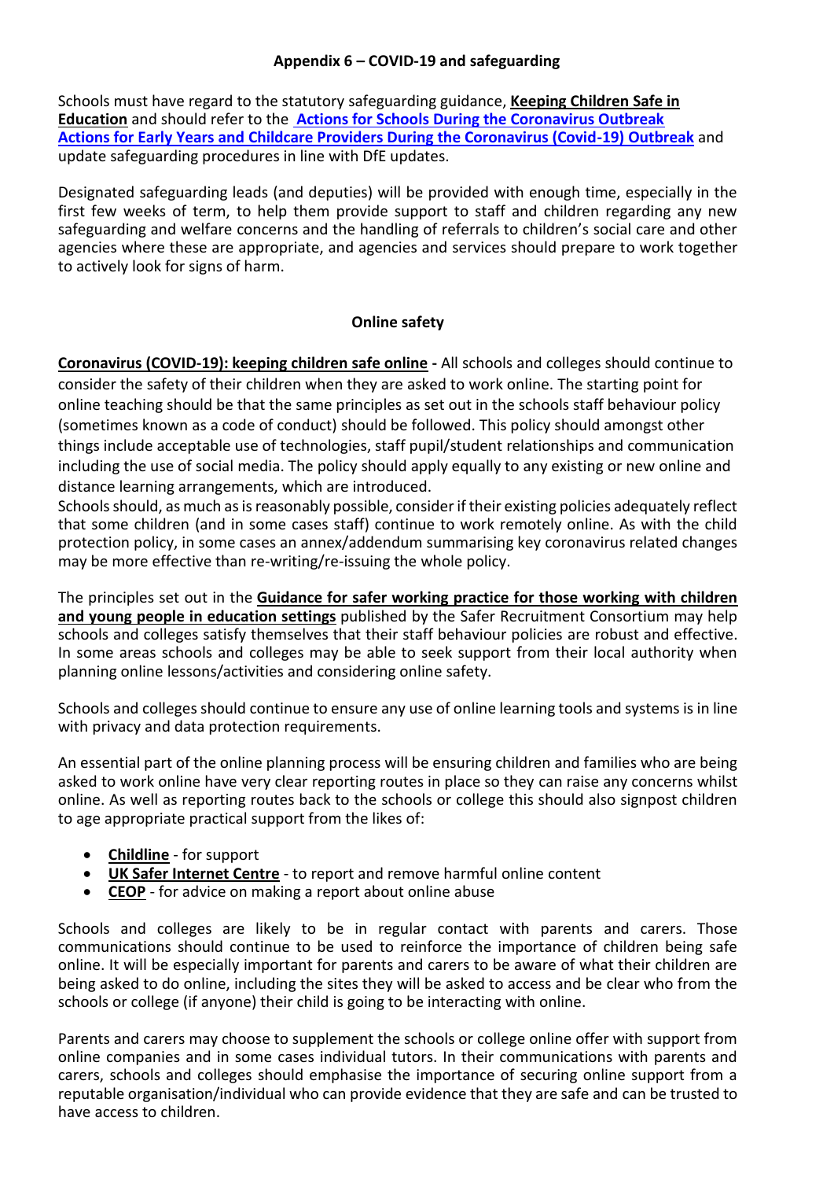## Appendix 6 – COVID-19 and safeguarding

Schools must have regard to the statutory safeguarding guidance, **Keeping Children Safe in Education** and should refer to the **Actions for Schools During the Coronavirus Outbreak** **Actions for Early Years and Childcare Providers During the Coronavirus (Covid-19) Outbreak** and update safeguarding procedures in line with DfE updates.

Designated safeguarding leads (and deputies) will be provided with enough time, especially in the first few weeks of term, to help them provide support to staff and children regarding any new safeguarding and welfare concerns and the handling of referrals to children's social care and other agencies where these are appropriate, and agencies and services should prepare to work together to actively look for signs of harm.

### Online safety

**Coronavirus (COVID-19): keeping children safe online -** All schools and colleges should continue to consider the safety of their children when they are asked to work online. The starting point for online teaching should be that the same principles as set out in the schools staff behaviour policy (sometimes known as a code of conduct) should be followed. This policy should amongst other things include acceptable use of technologies, staff pupil/student relationships and communication including the use of social media. The policy should apply equally to any existing or new online and distance learning arrangements, which are introduced.
Schools should, as much as is reasonably possible, consider if their existing policies adequately reflect that some children (and in some cases staff) continue to work remotely online. As with the child protection policy, in some cases an annex/addendum summarising key coronavirus related changes may be more effective than re-writing/re-issuing the whole policy.

The principles set out in the **Guidance for safer working practice for those working with children and young people in education settings** published by the Safer Recruitment Consortium may help schools and colleges satisfy themselves that their staff behaviour policies are robust and effective. In some areas schools and colleges may be able to seek support from their local authority when planning online lessons/activities and considering online safety.

Schools and colleges should continue to ensure any use of online learning tools and systems is in line with privacy and data protection requirements.

An essential part of the online planning process will be ensuring children and families who are being asked to work online have very clear reporting routes in place so they can raise any concerns whilst online. As well as reporting routes back to the schools or college this should also signpost children to age appropriate practical support from the likes of:

- **Childline** - for support
- **UK Safer Internet Centre** - to report and remove harmful online content
- **CEOP** - for advice on making a report about online abuse

Schools and colleges are likely to be in regular contact with parents and carers. Those communications should continue to be used to reinforce the importance of children being safe online. It will be especially important for parents and carers to be aware of what their children are being asked to do online, including the sites they will be asked to access and be clear who from the schools or college (if anyone) their child is going to be interacting with online.

Parents and carers may choose to supplement the schools or college online offer with support from online companies and in some cases individual tutors. In their communications with parents and carers, schools and colleges should emphasise the importance of securing online support from a reputable organisation/individual who can provide evidence that they are safe and can be trusted to have access to children.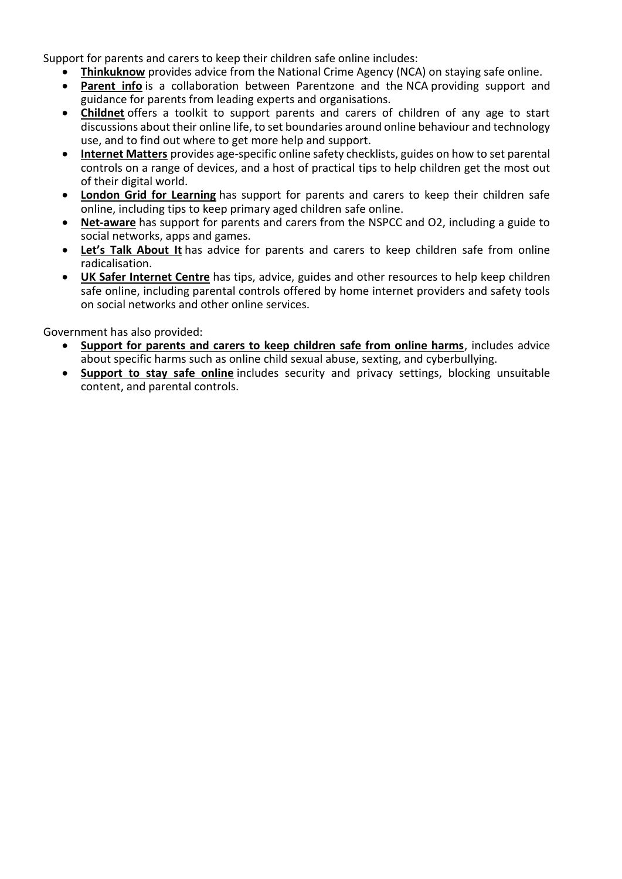Support for parents and carers to keep their children safe online includes:

- **Thinkuknow** provides advice from the National Crime Agency (NCA) on staying safe online.
- **Parent info** is a collaboration between Parentzone and the NCA providing support and guidance for parents from leading experts and organisations.
- **Childnet** offers a toolkit to support parents and carers of children of any age to start discussions about their online life, to set boundaries around online behaviour and technology use, and to find out where to get more help and support.
- **Internet Matters** provides age-specific online safety checklists, guides on how to set parental controls on a range of devices, and a host of practical tips to help children get the most out of their digital world.
- **London Grid for Learning** has support for parents and carers to keep their children safe online, including tips to keep primary aged children safe online.
- **Net-aware** has support for parents and carers from the NSPCC and O2, including a guide to social networks, apps and games.
- **Let's Talk About It** has advice for parents and carers to keep children safe from online radicalisation.
- **UK Safer Internet Centre** has tips, advice, guides and other resources to help keep children safe online, including parental controls offered by home internet providers and safety tools on social networks and other online services.

Government has also provided:

- **Support for parents and carers to keep children safe from online harms**, includes advice about specific harms such as online child sexual abuse, sexting, and cyberbullying.
- **Support to stay safe online** includes security and privacy settings, blocking unsuitable content, and parental controls.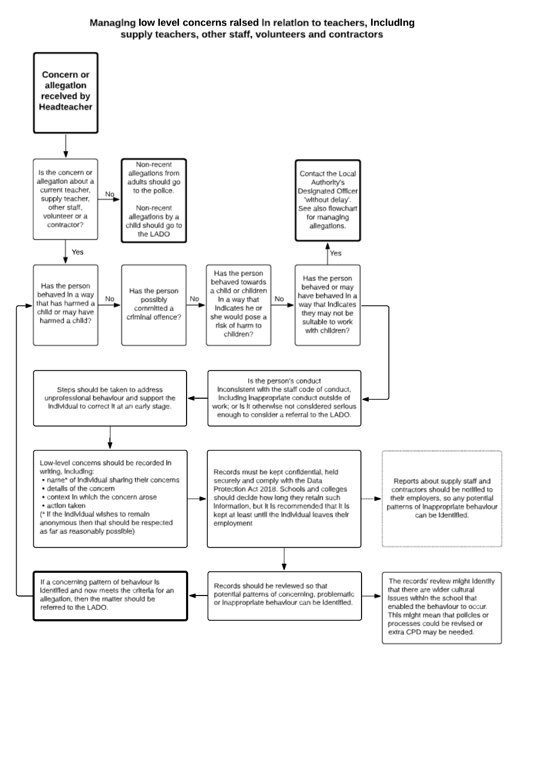## Managing low level concerns raised in relation to teachers, including supply teachers, other staff, volunteers and contractors

**Concern or allegation received by Headteacher**

Is the concern or allegation about a current teacher, supply teacher, other staff, volunteer or a contractor?

No → Non-recent allegations from adults should go to the police.

Non-recent allegations by a child should go to the LADO

Yes →

Has the person behaved in a way that has harmed a child or may have harmed a child?

No → Has the person possibly committed a criminal offence?

No → Has the person behaved towards a child or children in a way that indicates he or she would pose a risk of harm to children?

No → Has the person behaved or may have behaved in a way that indicates they may not be suitable to work with children?

Yes → Contact the Local Authority's Designated Officer 'without delay'. See also flowchart for managing allegations.

Is the person's conduct inconsistent with the staff code of conduct, including inappropriate conduct outside of work; or is it otherwise not considered serious enough to consider a referral to the LADO.

Steps should be taken to address unprofessional behaviour and support the individual to correct it at an early stage.

Low-level concerns should be recorded in writing, including:

- name* of individual sharing their concerns
- details of the concern
- context in which the concern arose
- action taken

(* If the individual wishes to remain anonymous then that should be respected as far as reasonably possible)

Records must be kept confidential, held securely and comply with the Data Protection Act 2018. Schools and colleges should decide how long they retain such information, but it is recommended that it is kept at least until the individual leaves their employment

Reports about supply staff and contractors should be notified to their employers, so any potential patterns of inappropriate behaviour can be identified.

Records should be reviewed so that potential patterns of concerning, problematic or inappropriate behaviour can be identified.

The records' review might identify that there are wider cultural issues within the school that enabled the behaviour to occur. This might mean that policies or processes could be revised or extra CPD may be needed.

**If a concerning pattern of behaviour is identified and now meets the criteria for an allegation, then the matter should be referred to the LADO.**